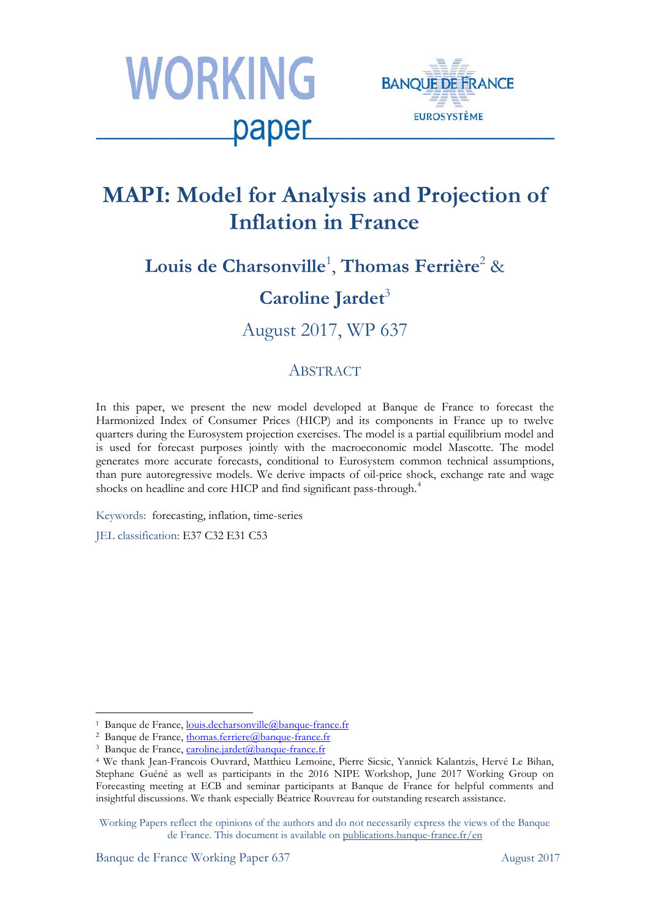# MAPI: Model for Analysis and Projection of Inflation in France

**Louis de Charsonville[1], Thomas Ferrière[2] & Caroline Jardet[3]**

August 2017, WP 637

## ABSTRACT

In this paper, we present the new model developed at Banque de France to forecast the Harmonized Index of Consumer Prices (HICP) and its components in France up to twelve quarters during the Eurosystem projection exercises. The model is a partial equilibrium model and is used for forecast purposes jointly with the macroeconomic model Mascotte. The model generates more accurate forecasts, conditional to Eurosystem common technical assumptions, than pure autoregressive models. We derive impacts of oil-price shock, exchange rate and wage shocks on headline and core HICP and find significant pass-through.[4]

Keywords: forecasting, inflation, time-series

JEL classification: E37 C32 E31 C53

---

[1] Banque de France, louis.decharsonville@banque-france.fr

[2] Banque de France, thomas.ferriere@banque-france.fr

[3] Banque de France, caroline.jardet@banque-france.fr

[4] We thank Jean-Francois Ouvrard, Matthieu Lemoine, Pierre Sicsic, Yannick Kalantzis, Hervé Le Bihan, Stephane Guéné as well as participants in the 2016 NIPE Workshop, June 2017 Working Group on Forecasting meeting at ECB and seminar participants at Banque de France for helpful comments and insightful discussions. We thank especially Béatrice Rouvreau for outstanding research assistance.

Working Papers reflect the opinions of the authors and do not necessarily express the views of the Banque de France. This document is available on publications.banque-france.fr/en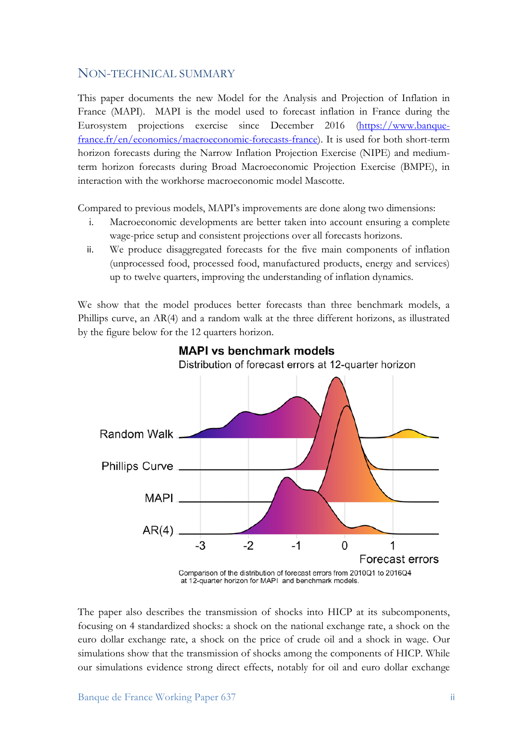## NON-TECHNICAL SUMMARY

This paper documents the new Model for the Analysis and Projection of Inflation in France (MAPI). MAPI is the model used to forecast inflation in France during the Eurosystem projections exercise since December 2016 (https://www.banque-france.fr/en/economics/macroeconomic-forecasts-france). It is used for both short-term horizon forecasts during the Narrow Inflation Projection Exercise (NIPE) and medium-term horizon forecasts during Broad Macroeconomic Projection Exercise (BMPE), in interaction with the workhorse macroeconomic model Mascotte.

Compared to previous models, MAPI's improvements are done along two dimensions:

- i. Macroeconomic developments are better taken into account ensuring a complete wage-price setup and consistent projections over all forecasts horizons.
- ii. We produce disaggregated forecasts for the five main components of inflation (unprocessed food, processed food, manufactured products, energy and services) up to twelve quarters, improving the understanding of inflation dynamics.

We show that the model produces better forecasts than three benchmark models, a Phillips curve, an AR(4) and a random walk at the three different horizons, as illustrated by the figure below for the 12 quarters horizon.

**MAPI vs benchmark models**
Distribution of forecast errors at 12-quarter horizon

Random Walk
Phillips Curve
MAPI
AR(4)

-3 -2 -1 0 1
Forecast errors

Comparison of the distribution of forecast errors from 2010Q1 to 2016Q4 at 12-quarter horizon for MAPI and benchmark models.

The paper also describes the transmission of shocks into HICP at its subcomponents, focusing on 4 standardized shocks: a shock on the national exchange rate, a shock on the euro dollar exchange rate, a shock on the price of crude oil and a shock in wage. Our simulations show that the transmission of shocks among the components of HICP. While our simulations evidence strong direct effects, notably for oil and euro dollar exchange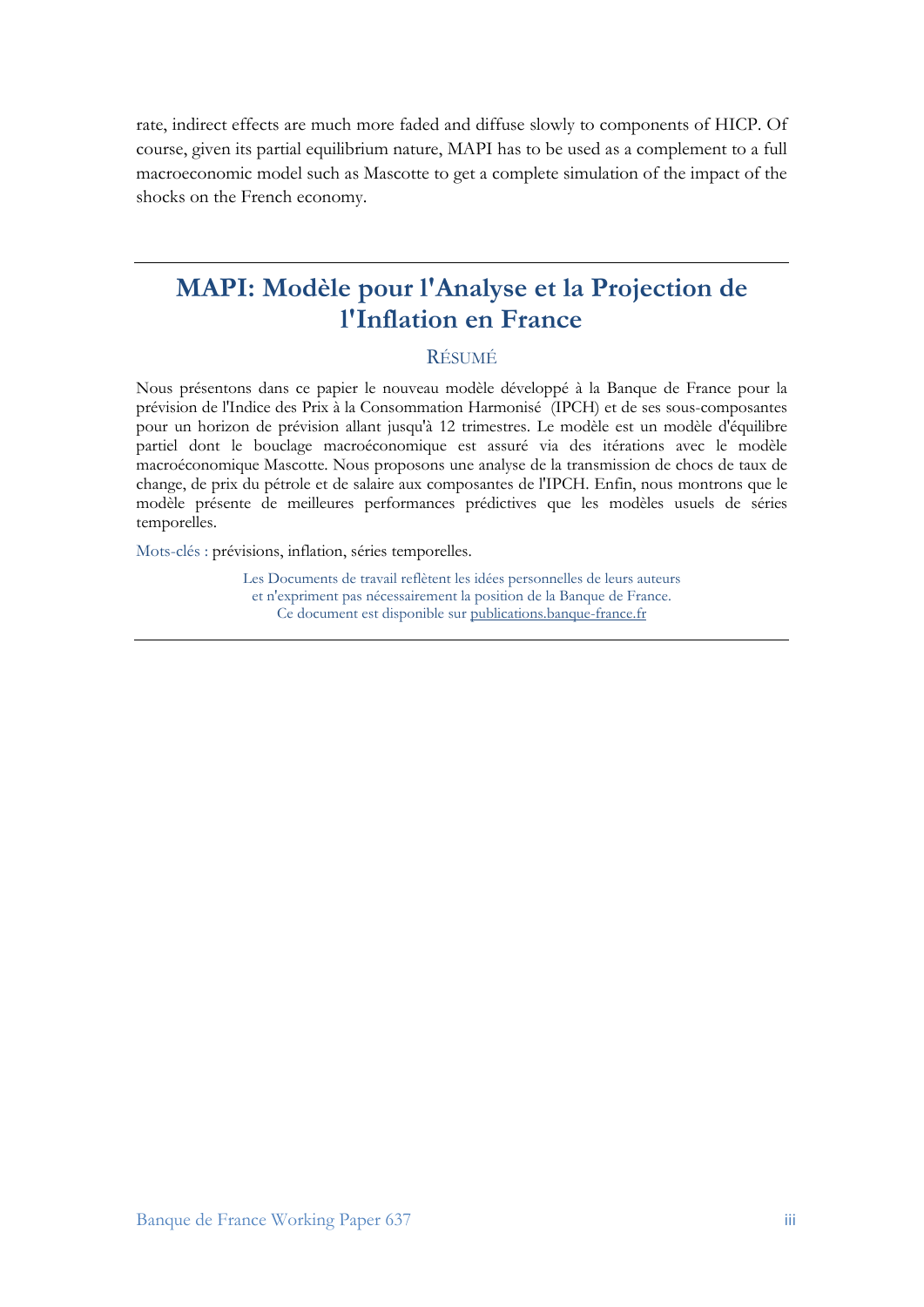rate, indirect effects are much more faded and diffuse slowly to components of HICP. Of course, given its partial equilibrium nature, MAPI has to be used as a complement to a full macroeconomic model such as Mascotte to get a complete simulation of the impact of the shocks on the French economy.

## MAPI: Modèle pour l'Analyse et la Projection de l'Inflation en France

### Résumé

Nous présentons dans ce papier le nouveau modèle développé à la Banque de France pour la prévision de l'Indice des Prix à la Consommation Harmonisé (IPCH) et de ses sous-composantes pour un horizon de prévision allant jusqu'à 12 trimestres. Le modèle est un modèle d'équilibre partiel dont le bouclage macroéconomique est assuré via des itérations avec le modèle macroéconomique Mascotte. Nous proposons une analyse de la transmission de chocs de taux de change, de prix du pétrole et de salaire aux composantes de l'IPCH. Enfin, nous montrons que le modèle présente de meilleures performances prédictives que les modèles usuels de séries temporelles.

Mots-clés : prévisions, inflation, séries temporelles.

Les Documents de travail reflètent les idées personnelles de leurs auteurs et n'expriment pas nécessairement la position de la Banque de France. Ce document est disponible sur publications.banque-france.fr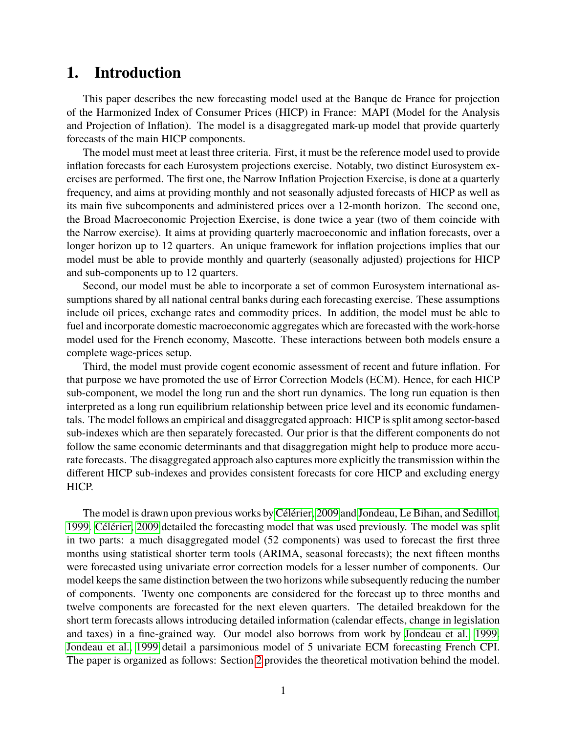# 1. Introduction

This paper describes the new forecasting model used at the Banque de France for projection of the Harmonized Index of Consumer Prices (HICP) in France: MAPI (Model for the Analysis and Projection of Inflation). The model is a disaggregated mark-up model that provide quarterly forecasts of the main HICP components.

The model must meet at least three criteria. First, it must be the reference model used to provide inflation forecasts for each Eurosystem projections exercise. Notably, two distinct Eurosystem exercises are performed. The first one, the Narrow Inflation Projection Exercise, is done at a quarterly frequency, and aims at providing monthly and not seasonally adjusted forecasts of HICP as well as its main five subcomponents and administered prices over a 12-month horizon. The second one, the Broad Macroeconomic Projection Exercise, is done twice a year (two of them coincide with the Narrow exercise). It aims at providing quarterly macroeconomic and inflation forecasts, over a longer horizon up to 12 quarters. An unique framework for inflation projections implies that our model must be able to provide monthly and quarterly (seasonally adjusted) projections for HICP and sub-components up to 12 quarters.

Second, our model must be able to incorporate a set of common Eurosystem international assumptions shared by all national central banks during each forecasting exercise. These assumptions include oil prices, exchange rates and commodity prices. In addition, the model must be able to fuel and incorporate domestic macroeconomic aggregates which are forecasted with the work-horse model used for the French economy, Mascotte. These interactions between both models ensure a complete wage-prices setup.

Third, the model must provide cogent economic assessment of recent and future inflation. For that purpose we have promoted the use of Error Correction Models (ECM). Hence, for each HICP sub-component, we model the long run and the short run dynamics. The long run equation is then interpreted as a long run equilibrium relationship between price level and its economic fundamentals. The model follows an empirical and disaggregated approach: HICP is split among sector-based sub-indexes which are then separately forecasted. Our prior is that the different components do not follow the same economic determinants and that disaggregation might help to produce more accurate forecasts. The disaggregated approach also captures more explicitly the transmission within the different HICP sub-indexes and provides consistent forecasts for core HICP and excluding energy HICP.

The model is drawn upon previous works by Célérier, 2009 and Jondeau, Le Bihan, and Sedillot, 1999. Célérier, 2009 detailed the forecasting model that was used previously. The model was split in two parts: a much disaggregated model (52 components) was used to forecast the first three months using statistical shorter term tools (ARIMA, seasonal forecasts); the next fifteen months were forecasted using univariate error correction models for a lesser number of components. Our model keeps the same distinction between the two horizons while subsequently reducing the number of components. Twenty one components are considered for the forecast up to three months and twelve components are forecasted for the next eleven quarters. The detailed breakdown for the short term forecasts allows introducing detailed information (calendar effects, change in legislation and taxes) in a fine-grained way. Our model also borrows from work by Jondeau et al., 1999. Jondeau et al., 1999 detail a parsimonious model of 5 univariate ECM forecasting French CPI. The paper is organized as follows: Section 2 provides the theoretical motivation behind the model.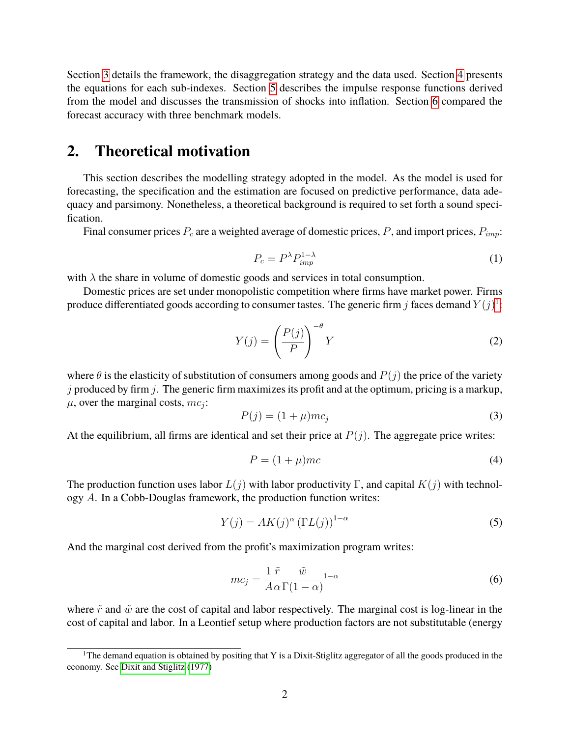Section 3 details the framework, the disaggregation strategy and the data used. Section 4 presents the equations for each sub-indexes. Section 5 describes the impulse response functions derived from the model and discusses the transmission of shocks into inflation. Section 6 compared the forecast accuracy with three benchmark models.

## 2. Theoretical motivation

This section describes the modelling strategy adopted in the model. As the model is used for forecasting, the specification and the estimation are focused on predictive performance, data adequacy and parsimony. Nonetheless, a theoretical background is required to set forth a sound specification.

Final consumer prices $P_c$ are a weighted average of domestic prices, $P$, and import prices, $P_{imp}$:

$$P_c = P^{\lambda} P_{imp}^{1-\lambda} \tag{1}$$

with $\lambda$ the share in volume of domestic goods and services in total consumption.

Domestic prices are set under monopolistic competition where firms have market power. Firms produce differentiated goods according to consumer tastes. The generic firm $j$ faces demand $Y(j)$[1]:

$$Y(j) = \left(\frac{P(j)}{P}\right)^{-\theta} Y \tag{2}$$

where $\theta$ is the elasticity of substitution of consumers among goods and $P(j)$ the price of the variety $j$ produced by firm $j$. The generic firm maximizes its profit and at the optimum, pricing is a markup, $\mu$, over the marginal costs, $mc_j$:

$$P(j) = (1+\mu) mc_j \tag{3}$$

At the equilibrium, all firms are identical and set their price at $P(j)$. The aggregate price writes:

$$P = (1+\mu) mc \tag{4}$$

The production function uses labor $L(j)$ with labor productivity $\Gamma$, and capital $K(j)$ with technology $A$. In a Cobb-Douglas framework, the production function writes:

$$Y(j) = AK(j)^{\alpha} \left(\Gamma L(j)\right)^{1-\alpha} \tag{5}$$

And the marginal cost derived from the profit's maximization program writes:

$$mc_j = \frac{1}{A} \frac{\tilde{r}}{\alpha} \frac{\tilde{w}}{\Gamma(1-\alpha)}^{1-\alpha} \tag{6}$$

where $\tilde{r}$ and $\tilde{w}$ are the cost of capital and labor respectively. The marginal cost is log-linear in the cost of capital and labor. In a Leontief setup where production factors are not substitutable (energy

[1] The demand equation is obtained by positing that Y is a Dixit-Stiglitz aggregator of all the goods produced in the economy. See Dixit and Stiglitz (1977)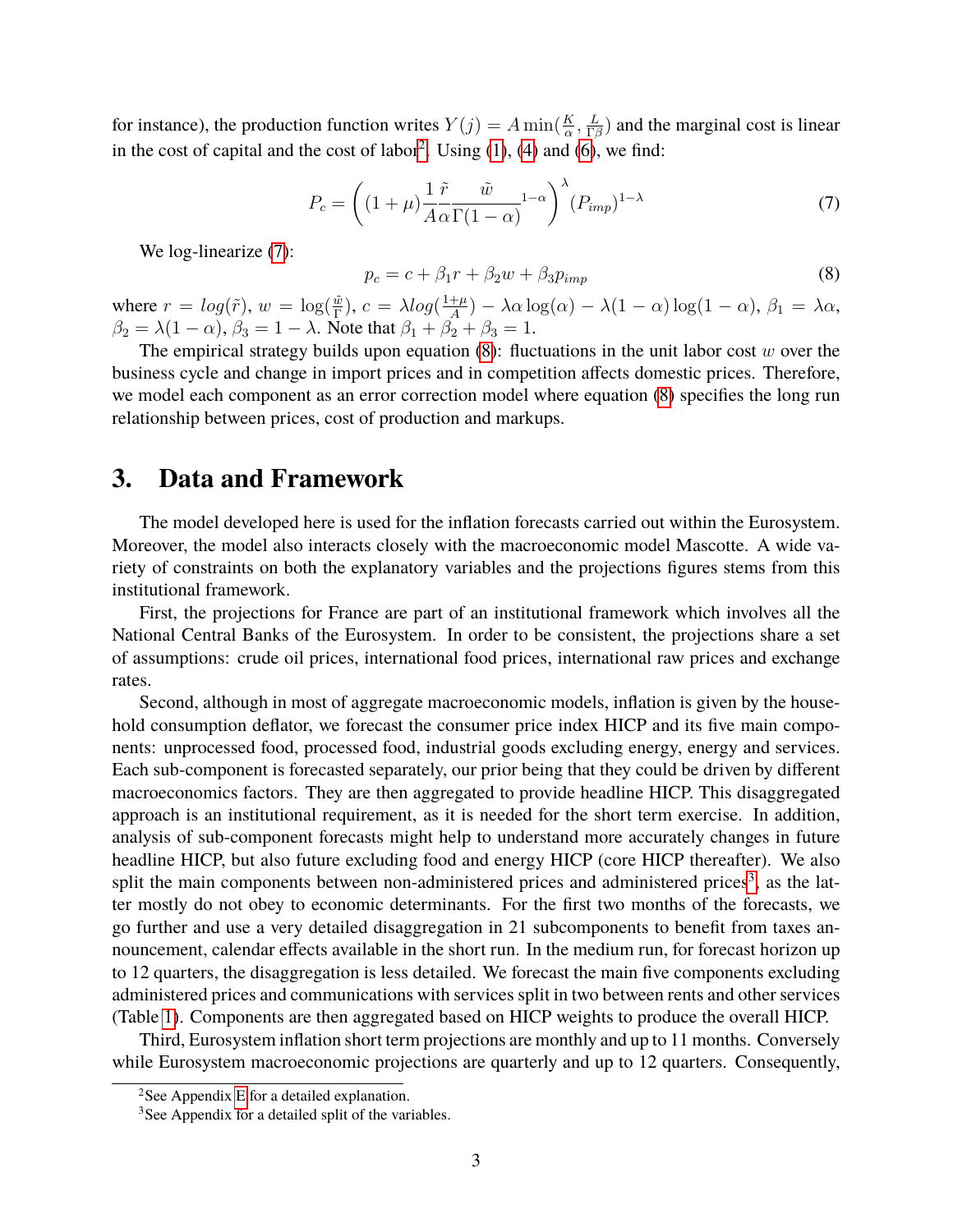for instance), the production function writes $Y(j) = A\min(\frac{K}{\alpha}, \frac{L}{\Gamma\beta})$ and the marginal cost is linear in the cost of capital and the cost of labor[2]. Using (1), (4) and (6), we find:

$$P_c = \left((1+\mu)\frac{1}{A}\frac{\tilde{r}}{\alpha}\frac{\tilde{w}}{\Gamma(1-\alpha)}^{1-\alpha}\right)^{\lambda}(P_{imp})^{1-\lambda} \tag{7}$$

We log-linearize (7):

$$p_c = c + \beta_1 r + \beta_2 w + \beta_3 p_{imp} \tag{8}$$

where $r = log(\tilde{r})$, $w = \log(\frac{\tilde{w}}{\Gamma})$, $c = \lambda log(\frac{1+\mu}{A}) - \lambda\alpha\log(\alpha) - \lambda(1-\alpha)\log(1-\alpha)$, $\beta_1 = \lambda\alpha$, $\beta_2 = \lambda(1-\alpha)$, $\beta_3 = 1-\lambda$. Note that $\beta_1 + \beta_2 + \beta_3 = 1$.

The empirical strategy builds upon equation (8): fluctuations in the unit labor cost $w$ over the business cycle and change in import prices and in competition affects domestic prices. Therefore, we model each component as an error correction model where equation (8) specifies the long run relationship between prices, cost of production and markups.

## 3. Data and Framework

The model developed here is used for the inflation forecasts carried out within the Eurosystem. Moreover, the model also interacts closely with the macroeconomic model Mascotte. A wide variety of constraints on both the explanatory variables and the projections figures stems from this institutional framework.

First, the projections for France are part of an institutional framework which involves all the National Central Banks of the Eurosystem. In order to be consistent, the projections share a set of assumptions: crude oil prices, international food prices, international raw prices and exchange rates.

Second, although in most of aggregate macroeconomic models, inflation is given by the household consumption deflator, we forecast the consumer price index HICP and its five main components: unprocessed food, processed food, industrial goods excluding energy, energy and services. Each sub-component is forecasted separately, our prior being that they could be driven by different macroeconomics factors. They are then aggregated to provide headline HICP. This disaggregated approach is an institutional requirement, as it is needed for the short term exercise. In addition, analysis of sub-component forecasts might help to understand more accurately changes in future headline HICP, but also future excluding food and energy HICP (core HICP thereafter). We also split the main components between non-administered prices and administered prices[3], as the latter mostly do not obey to economic determinants. For the first two months of the forecasts, we go further and use a very detailed disaggregation in 21 subcomponents to benefit from taxes announcement, calendar effects available in the short run. In the medium run, for forecast horizon up to 12 quarters, the disaggregation is less detailed. We forecast the main five components excluding administered prices and communications with services split in two between rents and other services (Table 1). Components are then aggregated based on HICP weights to produce the overall HICP.

Third, Eurosystem inflation short term projections are monthly and up to 11 months. Conversely while Eurosystem macroeconomic projections are quarterly and up to 12 quarters. Consequently,

[2] See Appendix E for a detailed explanation.

[3] See Appendix for a detailed split of the variables.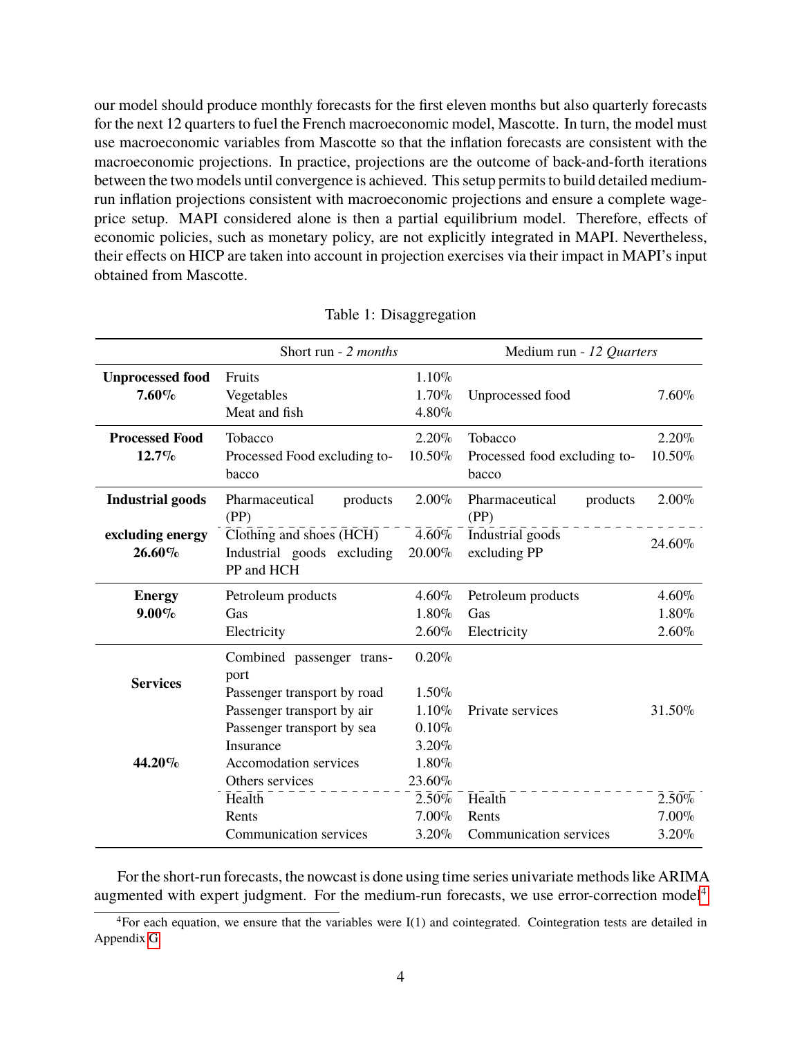our model should produce monthly forecasts for the first eleven months but also quarterly forecasts for the next 12 quarters to fuel the French macroeconomic model, Mascotte. In turn, the model must use macroeconomic variables from Mascotte so that the inflation forecasts are consistent with the macroeconomic projections. In practice, projections are the outcome of back-and-forth iterations between the two models until convergence is achieved. This setup permits to build detailed medium-run inflation projections consistent with macroeconomic projections and ensure a complete wage-price setup. MAPI considered alone is then a partial equilibrium model. Therefore, effects of economic policies, such as monetary policy, are not explicitly integrated in MAPI. Nevertheless, their effects on HICP are taken into account in projection exercises via their impact in MAPI's input obtained from Mascotte.

Table 1: Disaggregation

| | Short run - *2 months* | | Medium run - *12 Quarters* | |
|---|---|---|---|---|
| **Unprocessed food 7.60%** | Fruits | 1.10% | Unprocessed food | 7.60% |
| | Vegetables | 1.70% | | |
| | Meat and fish | 4.80% | | |
| **Processed Food 12.7%** | Tobacco | 2.20% | Tobacco | 2.20% |
| | Processed Food excluding tobacco | 10.50% | Processed food excluding tobacco | 10.50% |
| **Industrial goods excluding energy 26.60%** | Pharmaceutical products (PP) | 2.00% | Pharmaceutical products (PP) | 2.00% |
| | Clothing and shoes (HCH) | 4.60% | Industrial goods excluding PP | 24.60% |
| | Industrial goods excluding PP and HCH | 20.00% | | |
| **Energy 9.00%** | Petroleum products | 4.60% | Petroleum products | 4.60% |
| | Gas | 1.80% | Gas | 1.80% |
| | Electricity | 2.60% | Electricity | 2.60% |
| **Services 44.20%** | Combined passenger transport | 0.20% | Private services | 31.50% |
| | Passenger transport by road | 1.50% | | |
| | Passenger transport by air | 1.10% | | |
| | Passenger transport by sea | 0.10% | | |
| | Insurance | 3.20% | | |
| | Accomodation services | 1.80% | | |
| | Others services | 23.60% | | |
| | Health | 2.50% | Health | 2.50% |
| | Rents | 7.00% | Rents | 7.00% |
| | Communication services | 3.20% | Communication services | 3.20% |

For the short-run forecasts, the nowcast is done using time series univariate methods like ARIMA augmented with expert judgment. For the medium-run forecasts, we use error-correction model[4]

[4]For each equation, we ensure that the variables were I(1) and cointegrated. Cointegration tests are detailed in Appendix G.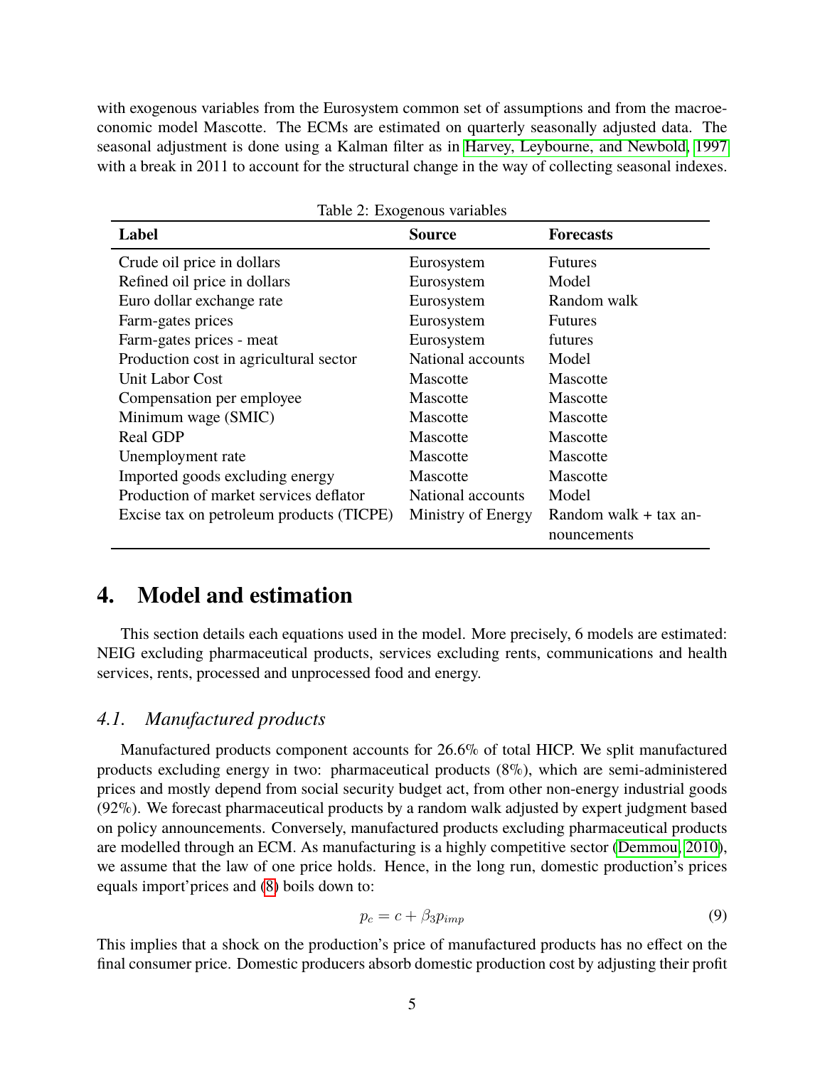with exogenous variables from the Eurosystem common set of assumptions and from the macroeconomic model Mascotte. The ECMs are estimated on quarterly seasonally adjusted data. The seasonal adjustment is done using a Kalman filter as in Harvey, Leybourne, and Newbold, 1997 with a break in 2011 to account for the structural change in the way of collecting seasonal indexes.

Table 2: Exogenous variables

| Label | Source | Forecasts |
|---|---|---|
| Crude oil price in dollars | Eurosystem | Futures |
| Refined oil price in dollars | Eurosystem | Model |
| Euro dollar exchange rate | Eurosystem | Random walk |
| Farm-gates prices | Eurosystem | Futures |
| Farm-gates prices - meat | Eurosystem | futures |
| Production cost in agricultural sector | National accounts | Model |
| Unit Labor Cost | Mascotte | Mascotte |
| Compensation per employee | Mascotte | Mascotte |
| Minimum wage (SMIC) | Mascotte | Mascotte |
| Real GDP | Mascotte | Mascotte |
| Unemployment rate | Mascotte | Mascotte |
| Imported goods excluding energy | Mascotte | Mascotte |
| Production of market services deflator | National accounts | Model |
| Excise tax on petroleum products (TICPE) | Ministry of Energy | Random walk + tax announcements |

# 4. Model and estimation

This section details each equations used in the model. More precisely, 6 models are estimated: NEIG excluding pharmaceutical products, services excluding rents, communications and health services, rents, processed and unprocessed food and energy.

## *4.1. Manufactured products*

Manufactured products component accounts for 26.6% of total HICP. We split manufactured products excluding energy in two: pharmaceutical products (8%), which are semi-administered prices and mostly depend from social security budget act, from other non-energy industrial goods (92%). We forecast pharmaceutical products by a random walk adjusted by expert judgment based on policy announcements. Conversely, manufactured products excluding pharmaceutical products are modelled through an ECM. As manufacturing is a highly competitive sector (Demmou, 2010), we assume that the law of one price holds. Hence, in the long run, domestic production's prices equals import'prices and (8) boils down to:

$$p_c = c + \beta_3 p_{imp} \tag{9}$$

This implies that a shock on the production's price of manufactured products has no effect on the final consumer price. Domestic producers absorb domestic production cost by adjusting their profit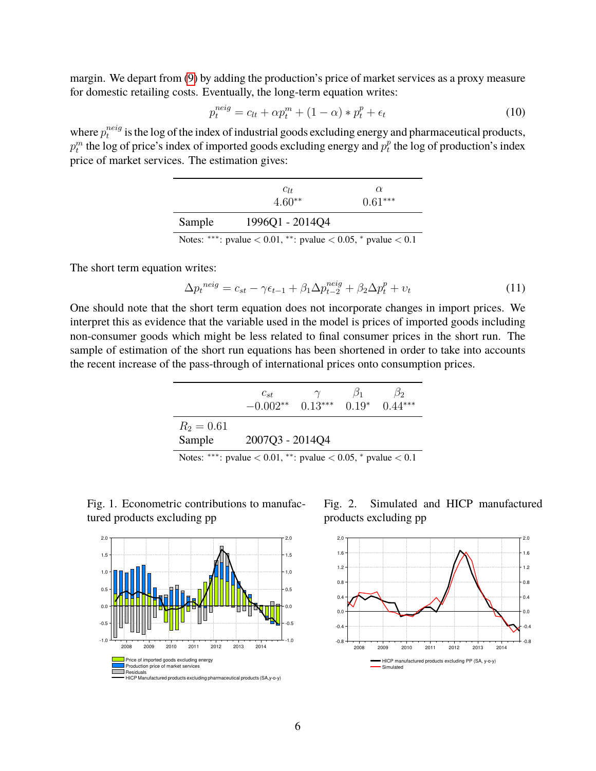margin. We depart from (9) by adding the production's price of market services as a proxy measure for domestic retailing costs. Eventually, the long-term equation writes:

$$p_t^{neig} = c_{lt} + \alpha p_t^m + (1-\alpha) * p_t^p + \epsilon_t \tag{10}$$

where $p_t^{neig}$ is the log of the index of industrial goods excluding energy and pharmaceutical products, $p_t^m$ the log of price's index of imported goods excluding energy and $p_t^p$ the log of production's index price of market services. The estimation gives:

| | $c_{lt}$ | $\alpha$ |
|---|---|---|
| | $4.60^{**}$ | $0.61^{***}$ |
| Sample | 1996Q1 - 2014Q4 | |

Notes: $^{***}$: pvalue $< 0.01$, $^{**}$: pvalue $< 0.05$, $^{*}$ pvalue $< 0.1$

The short term equation writes:

$$\Delta p_t^{neig} = c_{st} - \gamma \epsilon_{t-1} + \beta_1 \Delta p_{t-2}^{neig} + \beta_2 \Delta p_t^p + \upsilon_t \tag{11}$$

One should note that the short term equation does not incorporate changes in import prices. We interpret this as evidence that the variable used in the model is prices of imported goods including non-consumer goods which might be less related to final consumer prices in the short run. The sample of estimation of the short run equations has been shortened in order to take into accounts the recent increase of the pass-through of international prices onto consumption prices.

| | $c_{st}$ | $\gamma$ | $\beta_1$ | $\beta_2$ |
|---|---|---|---|---|
| | $-0.002^{**}$ | $0.13^{***}$ | $0.19^{*}$ | $0.44^{***}$ |
| $R_2 = 0.61$ | | | | |
| Sample | 2007Q3 - 2014Q4 | | | |

Notes: $^{***}$: pvalue $< 0.01$, $^{**}$: pvalue $< 0.05$, $^{*}$ pvalue $< 0.1$

Fig. 1. Econometric contributions to manufactured products excluding pp

2.0
1.5
1.0
0.5
0.0
-0.5
-1.0
2008 2009 2010 2011 2012 2013 2014

Price of imported goods excluding energy
Production price of market services
Residuals
HICP Manufactured products excluding pharmaceutical products (SA,y-o-y)

Fig. 2. Simulated and HICP manufactured products excluding pp

2.0
1.6
1.2
0.8
0.4
0.0
-0.4
-0.8
2008 2009 2010 2011 2012 2013 2014

HICP manufactured products excluding PP (SA, y-o-y)
Simulated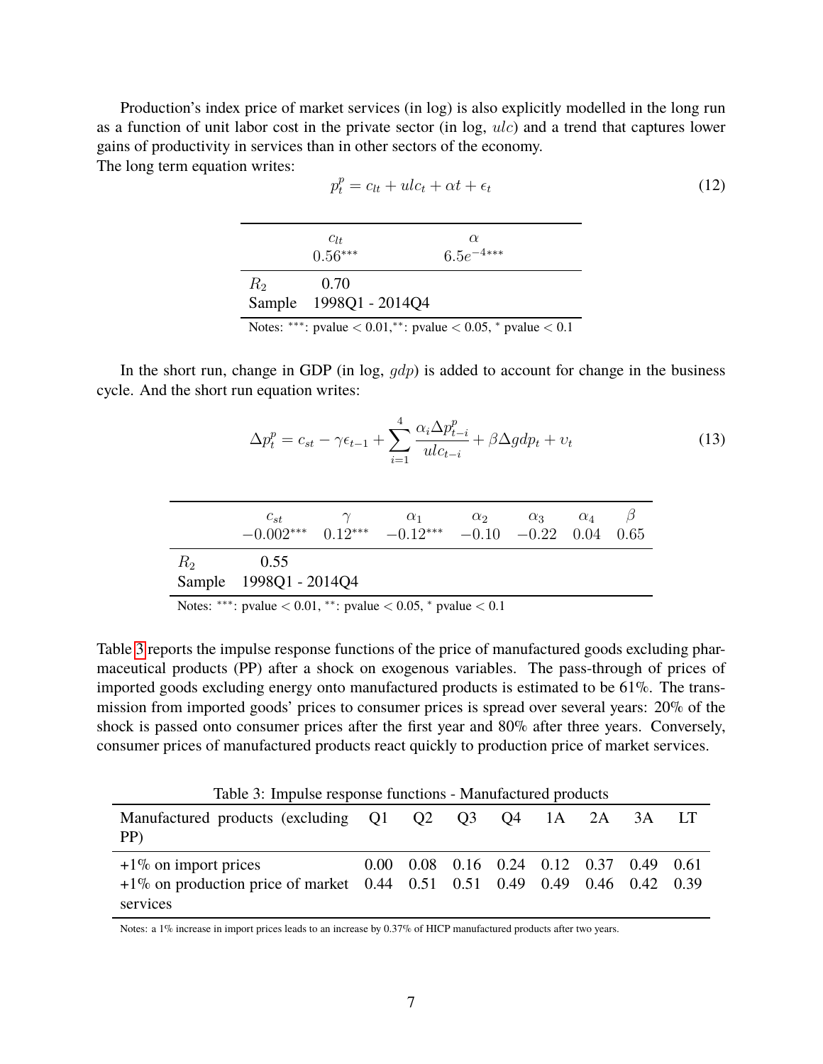Production's index price of market services (in log) is also explicitly modelled in the long run as a function of unit labor cost in the private sector (in log, $ulc$) and a trend that captures lower gains of productivity in services than in other sectors of the economy.
The long term equation writes:

$$p^p_t = c_{lt} + ulc_t + \alpha t + \epsilon_t \tag{12}$$

| | $c_{lt}$ | $\alpha$ |
|---|---|---|
| | $0.56^{***}$ | $6.5e^{-4***}$ |
| $R_2$ | 0.70 | |
| Sample | 1998Q1 - 2014Q4 | |

Notes: $^{***}$: pvalue $< 0.01$,$^{**}$: pvalue $< 0.05$, $^{*}$ pvalue $< 0.1$

In the short run, change in GDP (in log, $gdp$) is added to account for change in the business cycle. And the short run equation writes:

$$\Delta p^p_t = c_{st} - \gamma \epsilon_{t-1} + \sum_{i=1}^{4} \frac{\alpha_i \Delta p^p_{t-i}}{ulc_{t-i}} + \beta \Delta gdp_t + \upsilon_t \tag{13}$$

| | $c_{st}$ | $\gamma$ | $\alpha_1$ | $\alpha_2$ | $\alpha_3$ | $\alpha_4$ | $\beta$ |
|---|---|---|---|---|---|---|---|
| | $-0.002^{***}$ | $0.12^{***}$ | $-0.12^{***}$ | $-0.10$ | $-0.22$ | $0.04$ | $0.65$ |
| $R_2$ | 0.55 | | | | | | |
| Sample | 1998Q1 - 2014Q4 | | | | | | |

Notes: $^{***}$: pvalue $< 0.01$, $^{**}$: pvalue $< 0.05$, $^{*}$ pvalue $< 0.1$

Table 3 reports the impulse response functions of the price of manufactured goods excluding pharmaceutical products (PP) after a shock on exogenous variables. The pass-through of prices of imported goods excluding energy onto manufactured products is estimated to be 61%. The transmission from imported goods' prices to consumer prices is spread over several years: 20% of the shock is passed onto consumer prices after the first year and 80% after three years. Conversely, consumer prices of manufactured products react quickly to production price of market services.

Table 3: Impulse response functions - Manufactured products

| Manufactured products (excluding PP) | Q1 | Q2 | Q3 | Q4 | 1A | 2A | 3A | LT |
|---|---|---|---|---|---|---|---|---|
| +1% on import prices | 0.00 | 0.08 | 0.16 | 0.24 | 0.12 | 0.37 | 0.49 | 0.61 |
| +1% on production price of market services | 0.44 | 0.51 | 0.51 | 0.49 | 0.49 | 0.46 | 0.42 | 0.39 |

Notes: a 1% increase in import prices leads to an increase by 0.37% of HICP manufactured products after two years.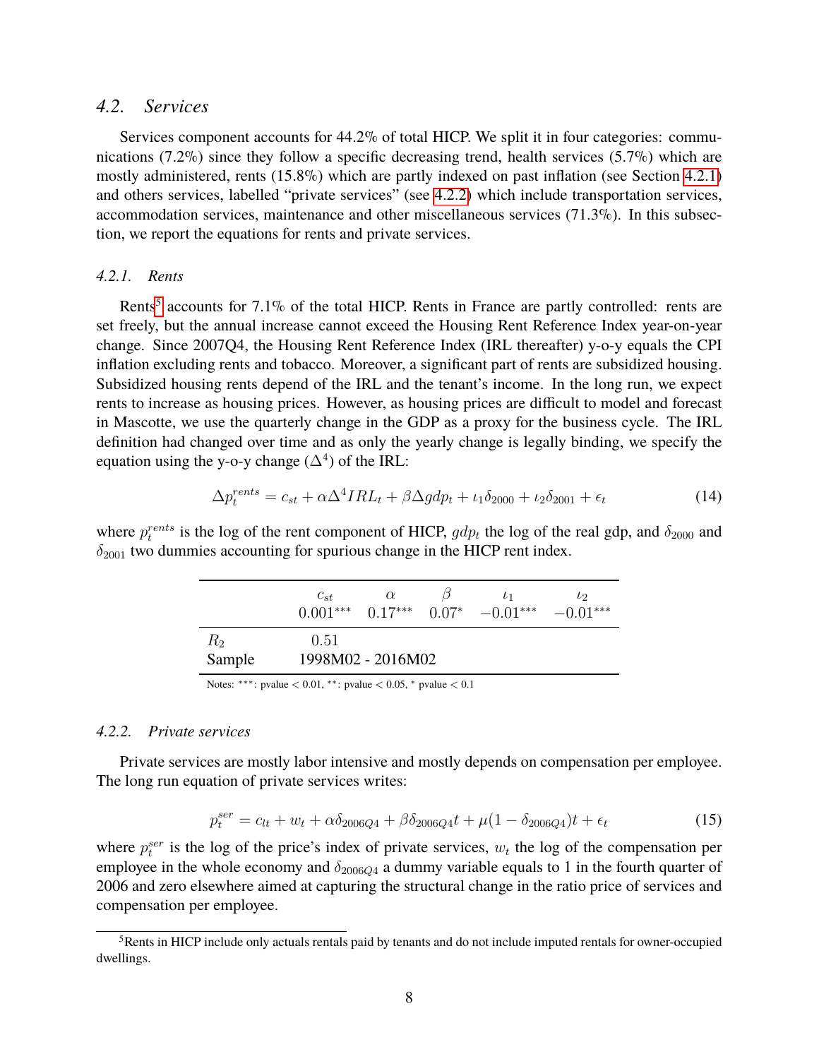## 4.2. Services

Services component accounts for 44.2% of total HICP. We split it in four categories: communications (7.2%) since they follow a specific decreasing trend, health services (5.7%) which are mostly administered, rents (15.8%) which are partly indexed on past inflation (see Section 4.2.1) and others services, labelled "private services" (see 4.2.2) which include transportation services, accommodation services, maintenance and other miscellaneous services (71.3%). In this subsection, we report the equations for rents and private services.

### 4.2.1. Rents

Rents[5] accounts for 7.1% of the total HICP. Rents in France are partly controlled: rents are set freely, but the annual increase cannot exceed the Housing Rent Reference Index year-on-year change. Since 2007Q4, the Housing Rent Reference Index (IRL thereafter) y-o-y equals the CPI inflation excluding rents and tobacco. Moreover, a significant part of rents are subsidized housing. Subsidized housing rents depend of the IRL and the tenant's income. In the long run, we expect rents to increase as housing prices. However, as housing prices are difficult to model and forecast in Mascotte, we use the quarterly change in the GDP as a proxy for the business cycle. The IRL definition had changed over time and as only the yearly change is legally binding, we specify the equation using the y-o-y change ($\Delta^4$) of the IRL:

$$\Delta p_t^{rents} = c_{st} + \alpha \Delta^4 IRL_t + \beta \Delta gdp_t + \iota_1 \delta_{2000} + \iota_2 \delta_{2001} + \epsilon_t \tag{14}$$

where $p_t^{rents}$ is the log of the rent component of HICP, $gdp_t$ the log of the real gdp, and $\delta_{2000}$ and $\delta_{2001}$ two dummies accounting for spurious change in the HICP rent index.

| | $c_{st}$ | $\alpha$ | $\beta$ | $\iota_1$ | $\iota_2$ |
|---|---|---|---|---|---|
| | $0.001^{***}$ | $0.17^{***}$ | $0.07^{*}$ | $-0.01^{***}$ | $-0.01^{***}$ |
| $R_2$ | 0.51 | | | | |
| Sample | 1998M02 - 2016M02 | | | | |

Notes: $^{***}$: pvalue $< 0.01$, $^{**}$: pvalue $< 0.05$, $^{*}$ pvalue $< 0.1$

### 4.2.2. Private services

Private services are mostly labor intensive and mostly depends on compensation per employee. The long run equation of private services writes:

$$p_t^{ser} = c_{lt} + w_t + \alpha \delta_{2006Q4} + \beta \delta_{2006Q4} t + \mu (1 - \delta_{2006Q4}) t + \epsilon_t \tag{15}$$

where $p_t^{ser}$ is the log of the price's index of private services, $w_t$ the log of the compensation per employee in the whole economy and $\delta_{2006Q4}$ a dummy variable equals to 1 in the fourth quarter of 2006 and zero elsewhere aimed at capturing the structural change in the ratio price of services and compensation per employee.

[5] Rents in HICP include only actuals rentals paid by tenants and do not include imputed rentals for owner-occupied dwellings.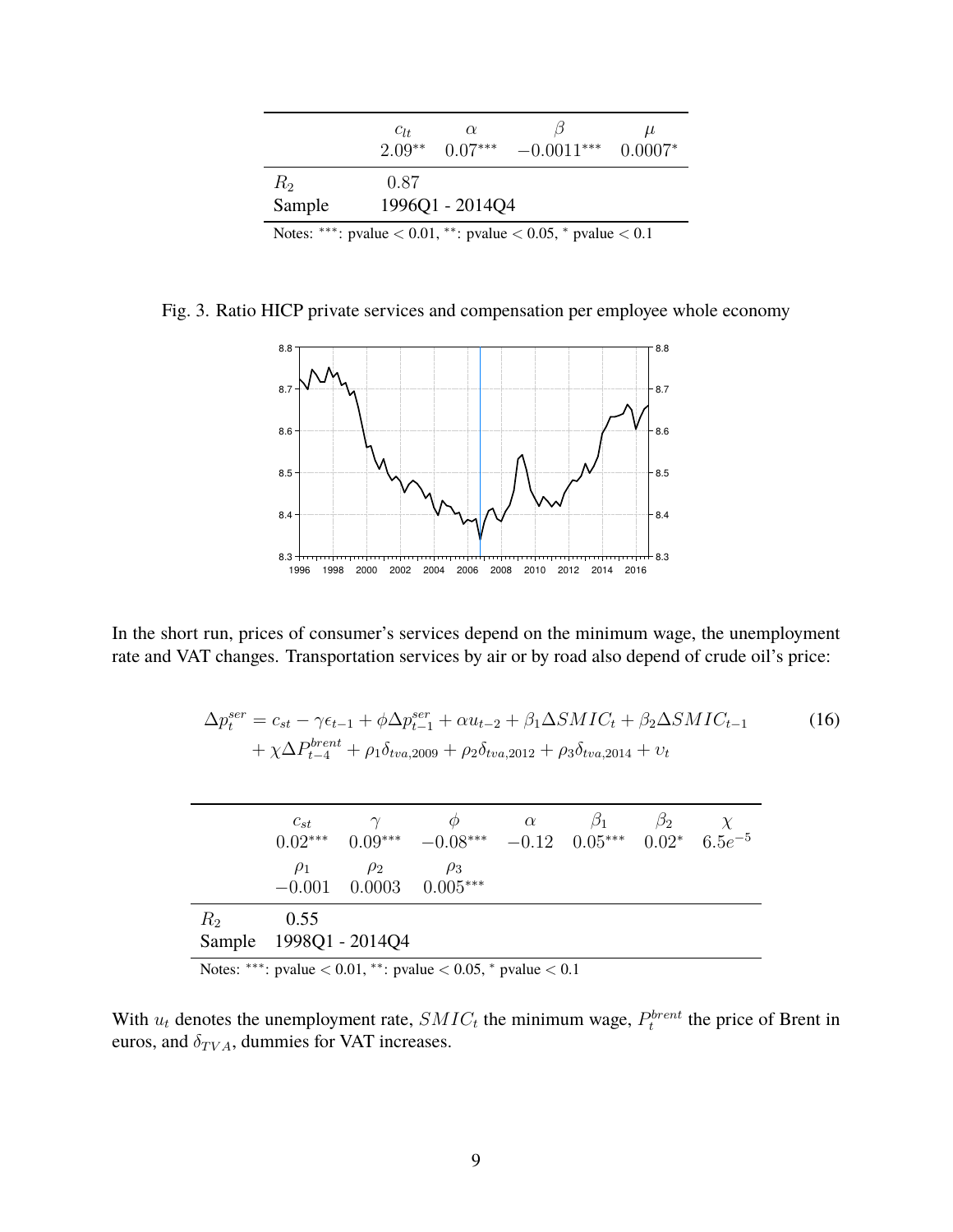| | $c_{lt}$ | $\alpha$ | $\beta$ | $\mu$ |
|---|---|---|---|---|
| | $2.09^{**}$ | $0.07^{***}$ | $-0.0011^{***}$ | $0.0007^{*}$ |
| $R_2$ | 0.87 | | | |
| Sample | 1996Q1 - 2014Q4 | | | |

Notes: $^{***}$: pvalue $< 0.01$, $^{**}$: pvalue $< 0.05$, $^{*}$ pvalue $< 0.1$

Fig. 3. Ratio HICP private services and compensation per employee whole economy

8.8
8.7
8.6
8.5
8.4
8.3
1996 1998 2000 2002 2004 2006 2008 2010 2012 2014 2016

In the short run, prices of consumer's services depend on the minimum wage, the unemployment rate and VAT changes. Transportation services by air or by road also depend of crude oil's price:

$$
\begin{aligned}
\Delta p_t^{ser} = c_{st} - \gamma \epsilon_{t-1} + \phi \Delta p_{t-1}^{ser} + \alpha u_{t-2} + \beta_1 \Delta SMIC_t + \beta_2 \Delta SMIC_{t-1} \\
+ \chi \Delta P_{t-4}^{brent} + \rho_1 \delta_{tva,2009} + \rho_2 \delta_{tva,2012} + \rho_3 \delta_{tva,2014} + \upsilon_t
\end{aligned} \tag{16}
$$

| | $c_{st}$ | $\gamma$ | $\phi$ | $\alpha$ | $\beta_1$ | $\beta_2$ | $\chi$ |
|---|---|---|---|---|---|---|---|
| | $0.02^{***}$ | $0.09^{***}$ | $-0.08^{***}$ | $-0.12$ | $0.05^{***}$ | $0.02^{*}$ | $6.5e^{-5}$ |
| | $\rho_1$ | $\rho_2$ | $\rho_3$ | | | | |
| | $-0.001$ | $0.0003$ | $0.005^{***}$ | | | | |
| $R_2$ | 0.55 | | | | | | |
| Sample | 1998Q1 - 2014Q4 | | | | | | |

Notes: $^{***}$: pvalue $< 0.01$, $^{**}$: pvalue $< 0.05$, $^{*}$ pvalue $< 0.1$

With $u_t$ denotes the unemployment rate, $SMIC_t$ the minimum wage, $P_t^{brent}$ the price of Brent in euros, and $\delta_{TVA}$, dummies for VAT increases.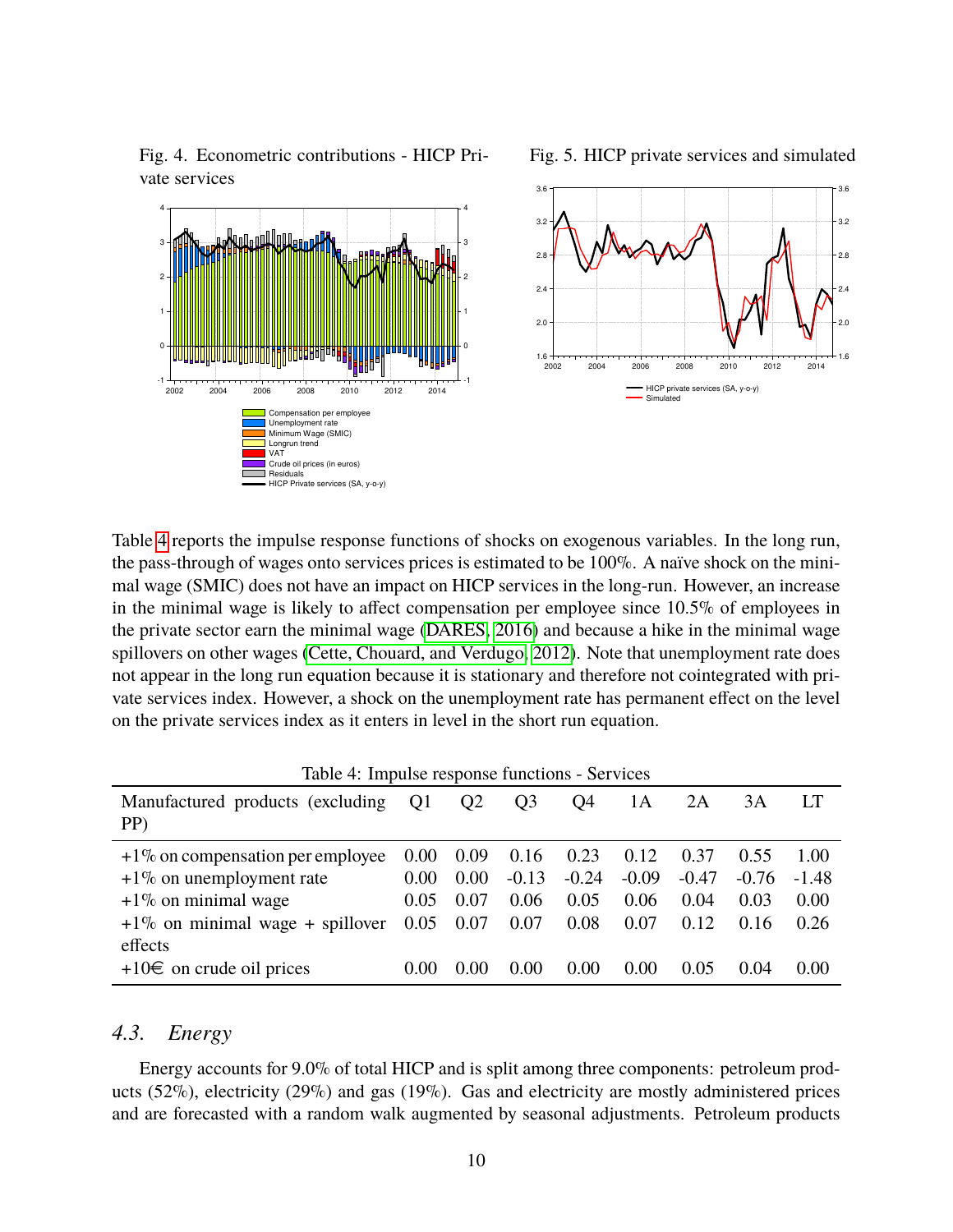Fig. 4. Econometric contributions - HICP Private services

4
3
2
1
0
-1
2002
2004
2006
2008
2010
2012
2014

Compensation per employee
Unemployment rate
Minimum Wage (SMIC)
Longrun trend
VAT
Crude oil prices (in euros)
Residuals
HICP Private services (SA, y-o-y)

Fig. 5. HICP private services and simulated

3.6
3.2
2.8
2.4
2.0
1.6
2002
2004
2006
2008
2010
2012
2014

HICP private services (SA, y-o-y)
Simulated

Table 4 reports the impulse response functions of shocks on exogenous variables. In the long run, the pass-through of wages onto services prices is estimated to be 100%. A naïve shock on the minimal wage (SMIC) does not have an impact on HICP services in the long-run. However, an increase in the minimal wage is likely to affect compensation per employee since 10.5% of employees in the private sector earn the minimal wage (DARES, 2016) and because a hike in the minimal wage spillovers on other wages (Cette, Chouard, and Verdugo, 2012). Note that unemployment rate does not appear in the long run equation because it is stationary and therefore not cointegrated with private services index. However, a shock on the unemployment rate has permanent effect on the level on the private services index as it enters in level in the short run equation.

Table 4: Impulse response functions - Services

| Manufactured products (excluding PP) | Q1 | Q2 | Q3 | Q4 | 1A | 2A | 3A | LT |
|---|---|---|---|---|---|---|---|---|
| +1% on compensation per employee | 0.00 | 0.09 | 0.16 | 0.23 | 0.12 | 0.37 | 0.55 | 1.00 |
| +1% on unemployment rate | 0.00 | 0.00 | -0.13 | -0.24 | -0.09 | -0.47 | -0.76 | -1.48 |
| +1% on minimal wage | 0.05 | 0.07 | 0.06 | 0.05 | 0.06 | 0.04 | 0.03 | 0.00 |
| +1% on minimal wage + spillover effects | 0.05 | 0.07 | 0.07 | 0.08 | 0.07 | 0.12 | 0.16 | 0.26 |
| +10€ on crude oil prices | 0.00 | 0.00 | 0.00 | 0.00 | 0.00 | 0.05 | 0.04 | 0.00 |

### *4.3. Energy*

Energy accounts for 9.0% of total HICP and is split among three components: petroleum products (52%), electricity (29%) and gas (19%). Gas and electricity are mostly administered prices and are forecasted with a random walk augmented by seasonal adjustments. Petroleum products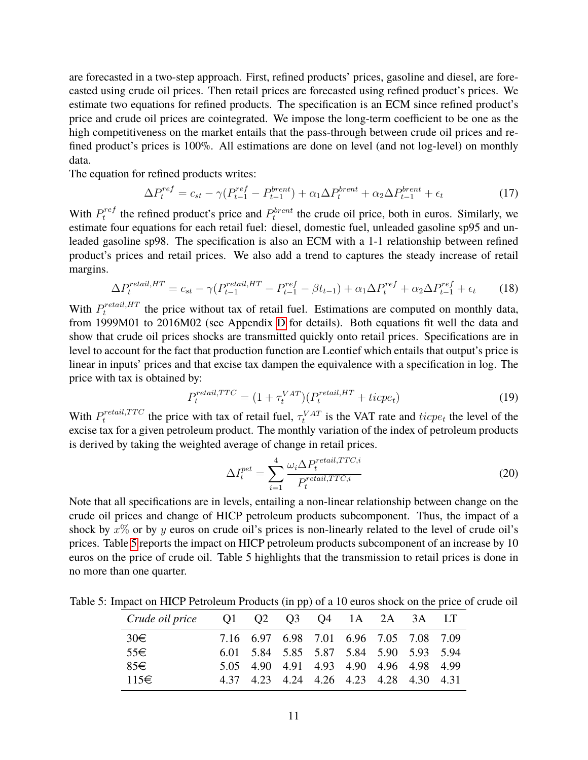are forecasted in a two-step approach. First, refined products' prices, gasoline and diesel, are forecasted using crude oil prices. Then retail prices are forecasted using refined product's prices. We estimate two equations for refined products. The specification is an ECM since refined product's price and crude oil prices are cointegrated. We impose the long-term coefficient to be one as the high competitiveness on the market entails that the pass-through between crude oil prices and refined product's prices is 100%. All estimations are done on level (and not log-level) on monthly data.

The equation for refined products writes:

$$\Delta P_t^{ref} = c_{st} - \gamma(P_{t-1}^{ref} - P_{t-1}^{brent}) + \alpha_1 \Delta P_t^{brent} + \alpha_2 \Delta P_{t-1}^{brent} + \epsilon_t \tag{17}$$

With $P_t^{ref}$ the refined product's price and $P_t^{brent}$ the crude oil price, both in euros. Similarly, we estimate four equations for each retail fuel: diesel, domestic fuel, unleaded gasoline sp95 and unleaded gasoline sp98. The specification is also an ECM with a 1-1 relationship between refined product's prices and retail prices. We also add a trend to captures the steady increase of retail margins.

$$\Delta P_t^{retail,HT} = c_{st} - \gamma(P_{t-1}^{retail,HT} - P_{t-1}^{ref} - \beta t_{t-1}) + \alpha_1 \Delta P_t^{ref} + \alpha_2 \Delta P_{t-1}^{ref} + \epsilon_t \tag{18}$$

With $P_t^{retail,HT}$ the price without tax of retail fuel. Estimations are computed on monthly data, from 1999M01 to 2016M02 (see Appendix D for details). Both equations fit well the data and show that crude oil prices shocks are transmitted quickly onto retail prices. Specifications are in level to account for the fact that production function are Leontief which entails that output's price is linear in inputs' prices and that excise tax dampen the equivalence with a specification in log. The price with tax is obtained by:

$$P_t^{retail,TTC} = (1 + \tau_t^{VAT})(P_t^{retail,HT} + ticpe_t) \tag{19}$$

With $P_t^{retail,TTC}$ the price with tax of retail fuel, $\tau_t^{VAT}$ is the VAT rate and $ticpe_t$ the level of the excise tax for a given petroleum product. The monthly variation of the index of petroleum products is derived by taking the weighted average of change in retail prices.

$$\Delta I_t^{pet} = \sum_{i=1}^{4} \frac{\omega_i \Delta P_t^{retail,TTC,i}}{P_t^{retail,TTC,i}} \tag{20}$$

Note that all specifications are in levels, entailing a non-linear relationship between change on the crude oil prices and change of HICP petroleum products subcomponent. Thus, the impact of a shock by $x\%$ or by $y$ euros on crude oil's prices is non-linearly related to the level of crude oil's prices. Table 5 reports the impact on HICP petroleum products subcomponent of an increase by 10 euros on the price of crude oil. Table 5 highlights that the transmission to retail prices is done in no more than one quarter.

Table 5: Impact on HICP Petroleum Products (in pp) of a 10 euros shock on the price of crude oil

| *Crude oil price* | Q1 | Q2 | Q3 | Q4 | 1A | 2A | 3A | LT |
|---|---|---|---|---|---|---|---|---|
| 30€ | 7.16 | 6.97 | 6.98 | 7.01 | 6.96 | 7.05 | 7.08 | 7.09 |
| 55€ | 6.01 | 5.84 | 5.85 | 5.87 | 5.84 | 5.90 | 5.93 | 5.94 |
| 85€ | 5.05 | 4.90 | 4.91 | 4.93 | 4.90 | 4.96 | 4.98 | 4.99 |
| 115€ | 4.37 | 4.23 | 4.24 | 4.26 | 4.23 | 4.28 | 4.30 | 4.31 |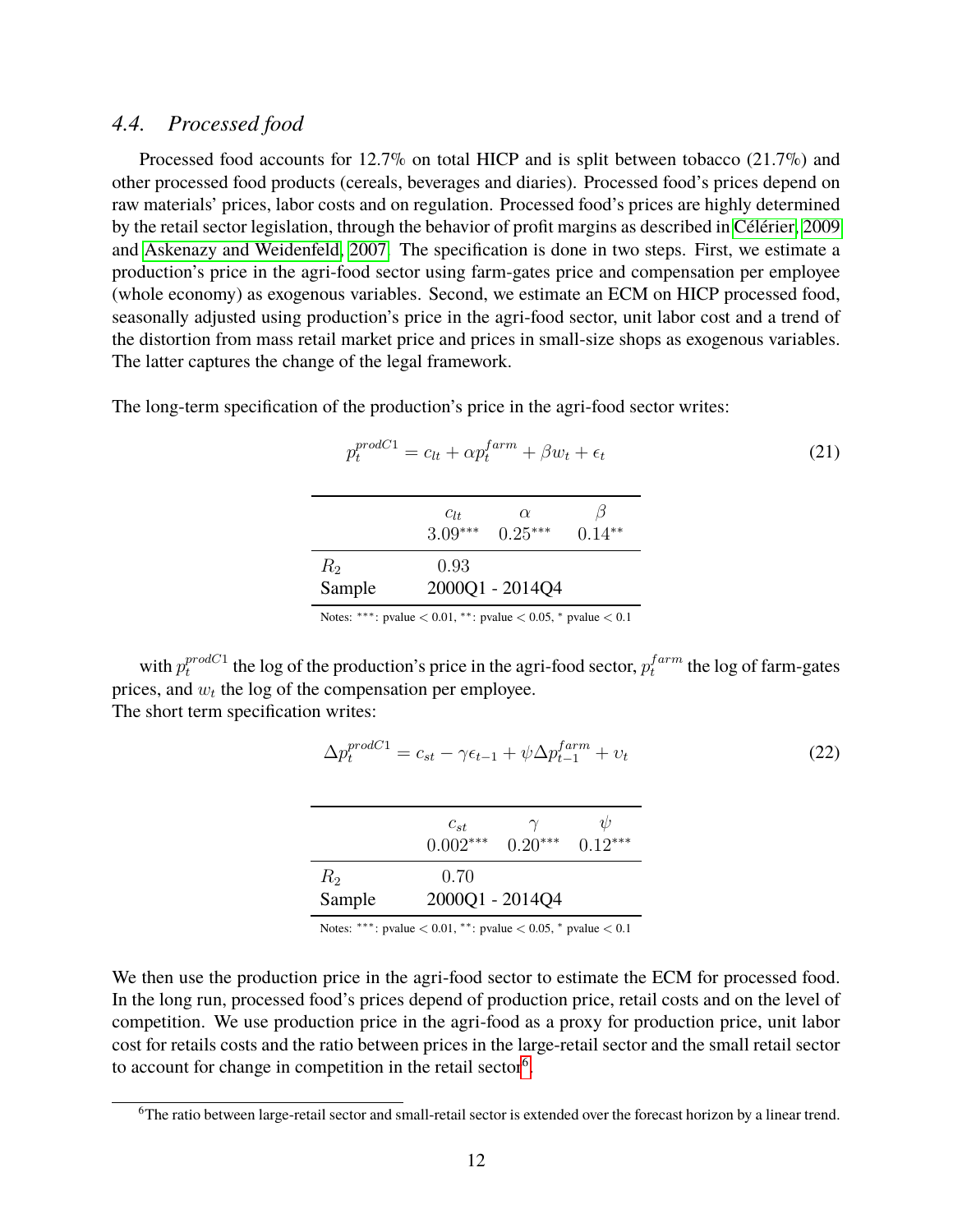### 4.4. *Processed food*

Processed food accounts for 12.7% on total HICP and is split between tobacco (21.7%) and other processed food products (cereals, beverages and diaries). Processed food's prices depend on raw materials' prices, labor costs and on regulation. Processed food's prices are highly determined by the retail sector legislation, through the behavior of profit margins as described in Célérier, 2009 and Askenazy and Weidenfeld, 2007. The specification is done in two steps. First, we estimate a production's price in the agri-food sector using farm-gates price and compensation per employee (whole economy) as exogenous variables. Second, we estimate an ECM on HICP processed food, seasonally adjusted using production's price in the agri-food sector, unit labor cost and a trend of the distortion from mass retail market price and prices in small-size shops as exogenous variables. The latter captures the change of the legal framework.

The long-term specification of the production's price in the agri-food sector writes:

$$p_t^{prodC1} = c_{lt} + \alpha p_t^{farm} + \beta w_t + \epsilon_t \tag{21}$$

| | $c_{lt}$ | $\alpha$ | $\beta$ |
|---|---|---|---|
| | $3.09^{***}$ | $0.25^{***}$ | $0.14^{**}$ |
| $R_2$ | 0.93 | | |
| Sample | 2000Q1 - 2014Q4 | | |

Notes: $^{***}$: pvalue $< 0.01$, $^{**}$: pvalue $< 0.05$, $^{*}$ pvalue $< 0.1$

with $p_t^{prodC1}$ the log of the production's price in the agri-food sector, $p_t^{farm}$ the log of farm-gates prices, and $w_t$ the log of the compensation per employee.
The short term specification writes:

$$\Delta p_t^{prodC1} = c_{st} - \gamma \epsilon_{t-1} + \psi \Delta p_{t-1}^{farm} + \upsilon_t \tag{22}$$

| | $c_{st}$ | $\gamma$ | $\psi$ |
|---|---|---|---|
| | $0.002^{***}$ | $0.20^{***}$ | $0.12^{***}$ |
| $R_2$ | 0.70 | | |
| Sample | 2000Q1 - 2014Q4 | | |

Notes: $^{***}$: pvalue $< 0.01$, $^{**}$: pvalue $< 0.05$, $^{*}$ pvalue $< 0.1$

We then use the production price in the agri-food sector to estimate the ECM for processed food. In the long run, processed food's prices depend of production price, retail costs and on the level of competition. We use production price in the agri-food as a proxy for production price, unit labor cost for retails costs and the ratio between prices in the large-retail sector and the small retail sector to account for change in competition in the retail sector[6].

[6] The ratio between large-retail sector and small-retail sector is extended over the forecast horizon by a linear trend.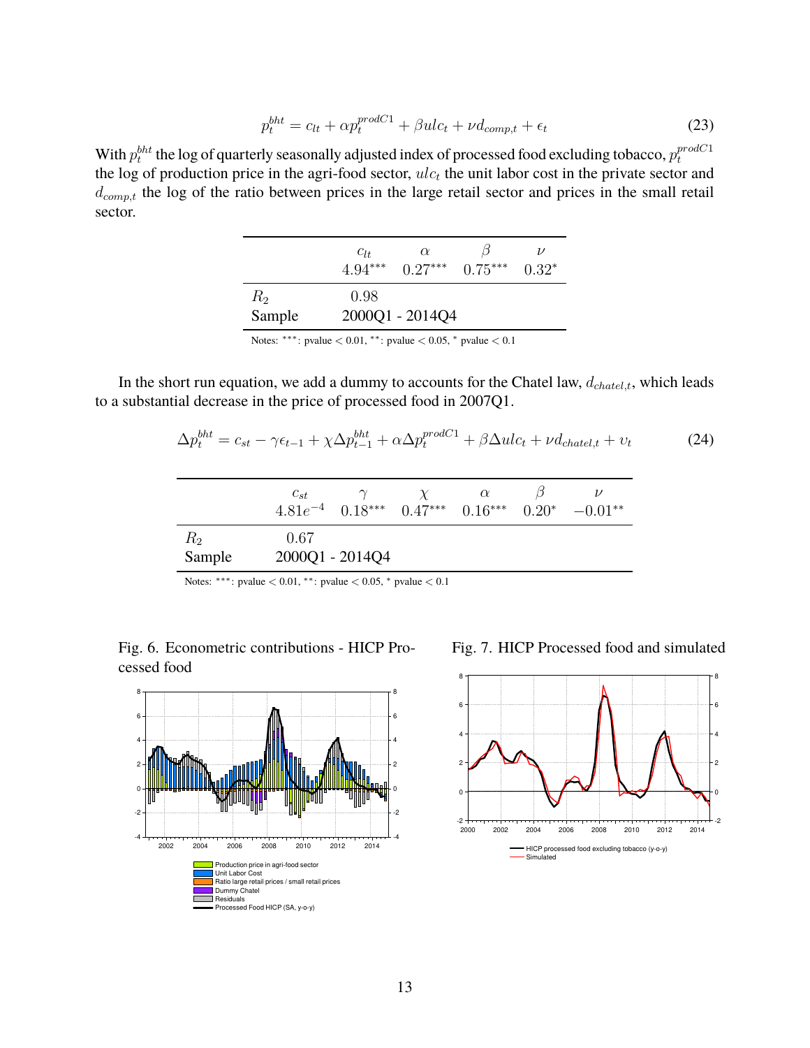$$p_t^{bht} = c_{lt} + \alpha p_t^{prodC1} + \beta ulc_t + \nu d_{comp,t} + \epsilon_t \tag{23}$$

With $p_t^{bht}$ the log of quarterly seasonally adjusted index of processed food excluding tobacco, $p_t^{prodC1}$ the log of production price in the agri-food sector, $ulc_t$ the unit labor cost in the private sector and $d_{comp,t}$ the log of the ratio between prices in the large retail sector and prices in the small retail sector.

| | $c_{lt}$ | $\alpha$ | $\beta$ | $\nu$ |
|---|---|---|---|---|
| | $4.94^{***}$ | $0.27^{***}$ | $0.75^{***}$ | $0.32^{*}$ |
| $R_2$ | 0.98 | | | |
| Sample | 2000Q1 - 2014Q4 | | | |

Notes: $^{***}$: pvalue $< 0.01$, $^{**}$: pvalue $< 0.05$, $^{*}$ pvalue $< 0.1$

In the short run equation, we add a dummy to accounts for the Chatel law, $d_{chatel,t}$, which leads to a substantial decrease in the price of processed food in 2007Q1.

$$\Delta p_t^{bht} = c_{st} - \gamma \epsilon_{t-1} + \chi \Delta p_{t-1}^{bht} + \alpha \Delta p_t^{prodC1} + \beta \Delta ulc_t + \nu d_{chatel,t} + \upsilon_t \tag{24}$$

| | $c_{st}$ | $\gamma$ | $\chi$ | $\alpha$ | $\beta$ | $\nu$ |
|---|---|---|---|---|---|---|
| | $4.81e^{-4}$ | $0.18^{***}$ | $0.47^{***}$ | $0.16^{***}$ | $0.20^{*}$ | $-0.01^{**}$ |
| $R_2$ | 0.67 | | | | | |
| Sample | 2000Q1 - 2014Q4 | | | | | |

Notes: $^{***}$: pvalue $< 0.01$, $^{**}$: pvalue $< 0.05$, $^{*}$ pvalue $< 0.1$

Fig. 6. Econometric contributions - HICP Processed food

8
6
4
2
0
-2
-4
2002 2004 2006 2008 2010 2012 2014

Production price in agri-food sector
Unit Labor Cost
Ratio large retail prices / small retail prices
Dummy Chatel
Residuals
Processed Food HICP (SA, y-o-y)

Fig. 7. HICP Processed food and simulated

8
6
4
2
0
-2
2000 2002 2004 2006 2008 2010 2012 2014

HICP processed food excluding tobacco (y-o-y)
Simulated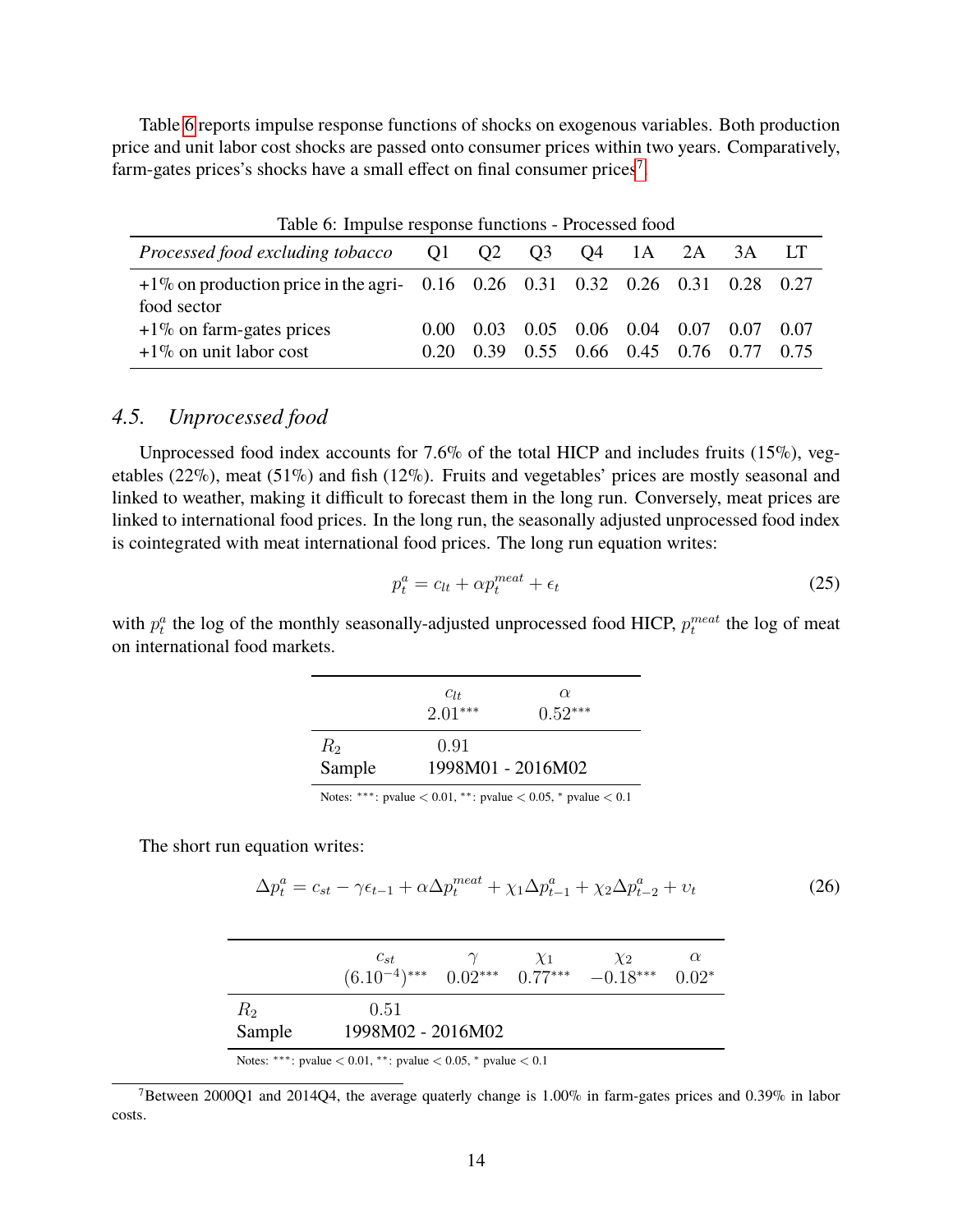Table 6 reports impulse response functions of shocks on exogenous variables. Both production price and unit labor cost shocks are passed onto consumer prices within two years. Comparatively, farm-gates prices's shocks have a small effect on final consumer prices[7].

Table 6: Impulse response functions - Processed food

| *Processed food excluding tobacco* | Q1 | Q2 | Q3 | Q4 | 1A | 2A | 3A | LT |
|---|---|---|---|---|---|---|---|---|
| +1% on production price in the agri-food sector | 0.16 | 0.26 | 0.31 | 0.32 | 0.26 | 0.31 | 0.28 | 0.27 |
| +1% on farm-gates prices | 0.00 | 0.03 | 0.05 | 0.06 | 0.04 | 0.07 | 0.07 | 0.07 |
| +1% on unit labor cost | 0.20 | 0.39 | 0.55 | 0.66 | 0.45 | 0.76 | 0.77 | 0.75 |

## *4.5. Unprocessed food*

Unprocessed food index accounts for 7.6% of the total HICP and includes fruits (15%), vegetables (22%), meat (51%) and fish (12%). Fruits and vegetables' prices are mostly seasonal and linked to weather, making it difficult to forecast them in the long run. Conversely, meat prices are linked to international food prices. In the long run, the seasonally adjusted unprocessed food index is cointegrated with meat international food prices. The long run equation writes:

$$p_t^a = c_{lt} + \alpha p_t^{meat} + \epsilon_t \tag{25}$$

with $p_t^a$ the log of the monthly seasonally-adjusted unprocessed food HICP, $p_t^{meat}$ the log of meat on international food markets.

| | $c_{lt}$ | $\alpha$ |
|---|---|---|
| | $2.01^{***}$ | $0.52^{***}$ |
| $R_2$ | 0.91 | |
| Sample | 1998M01 - 2016M02 | |

Notes: $^{***}$: pvalue $< 0.01$, $^{**}$: pvalue $< 0.05$, $^{*}$ pvalue $< 0.1$

The short run equation writes:

$$\Delta p_t^a = c_{st} - \gamma\epsilon_{t-1} + \alpha \Delta p_t^{meat} + \chi_1 \Delta p_{t-1}^a + \chi_2 \Delta p_{t-2}^a + \upsilon_t \tag{26}$$

| | $c_{st}$ | $\gamma$ | $\chi_1$ | $\chi_2$ | $\alpha$ |
|---|---|---|---|---|---|
| | $(6.10^{-4})^{***}$ | $0.02^{***}$ | $0.77^{***}$ | $-0.18^{***}$ | $0.02^{*}$ |
| $R_2$ | 0.51 | | | | |
| Sample | 1998M02 - 2016M02 | | | | |

Notes: $^{***}$: pvalue $< 0.01$, $^{**}$: pvalue $< 0.05$, $^{*}$ pvalue $< 0.1$

[7] Between 2000Q1 and 2014Q4, the average quaterly change is 1.00% in farm-gates prices and 0.39% in labor costs.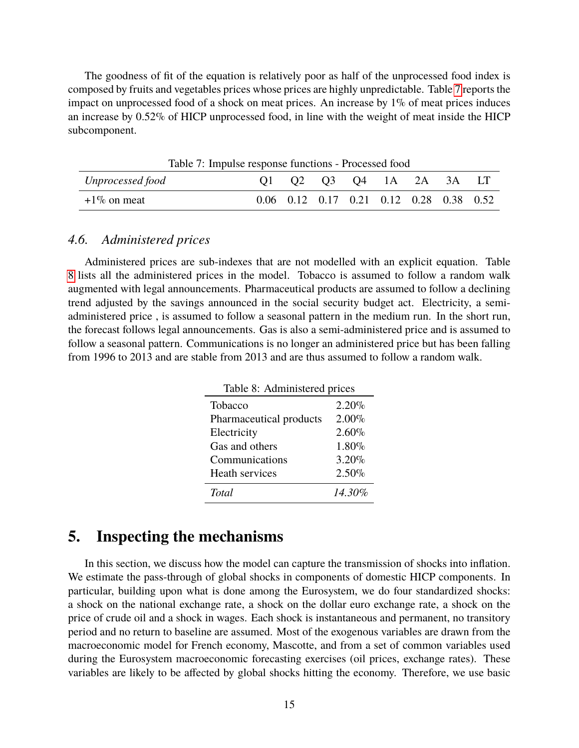The goodness of fit of the equation is relatively poor as half of the unprocessed food index is composed by fruits and vegetables prices whose prices are highly unpredictable. Table 7 reports the impact on unprocessed food of a shock on meat prices. An increase by 1% of meat prices induces an increase by 0.52% of HICP unprocessed food, in line with the weight of meat inside the HICP subcomponent.

Table 7: Impulse response functions - Processed food

| *Unprocessed food* | Q1 | Q2 | Q3 | Q4 | 1A | 2A | 3A | LT |
|---|---|---|---|---|---|---|---|---|
| +1% on meat | 0.06 | 0.12 | 0.17 | 0.21 | 0.12 | 0.28 | 0.38 | 0.52 |

### 4.6. *Administered prices*

Administered prices are sub-indexes that are not modelled with an explicit equation. Table 8 lists all the administered prices in the model. Tobacco is assumed to follow a random walk augmented with legal announcements. Pharmaceutical products are assumed to follow a declining trend adjusted by the savings announced in the social security budget act. Electricity, a semi-administered price , is assumed to follow a seasonal pattern in the medium run. In the short run, the forecast follows legal announcements. Gas is also a semi-administered price and is assumed to follow a seasonal pattern. Communications is no longer an administered price but has been falling from 1996 to 2013 and are stable from 2013 and are thus assumed to follow a random walk.

Table 8: Administered prices

| | |
|---|---|
| Tobacco | 2.20% |
| Pharmaceutical products | 2.00% |
| Electricity | 2.60% |
| Gas and others | 1.80% |
| Communications | 3.20% |
| Heath services | 2.50% |
| *Total* | *14.30%* |

## 5. Inspecting the mechanisms

In this section, we discuss how the model can capture the transmission of shocks into inflation. We estimate the pass-through of global shocks in components of domestic HICP components. In particular, building upon what is done among the Eurosystem, we do four standardized shocks: a shock on the national exchange rate, a shock on the dollar euro exchange rate, a shock on the price of crude oil and a shock in wages. Each shock is instantaneous and permanent, no transitory period and no return to baseline are assumed. Most of the exogenous variables are drawn from the macroeconomic model for French economy, Mascotte, and from a set of common variables used during the Eurosystem macroeconomic forecasting exercises (oil prices, exchange rates). These variables are likely to be affected by global shocks hitting the economy. Therefore, we use basic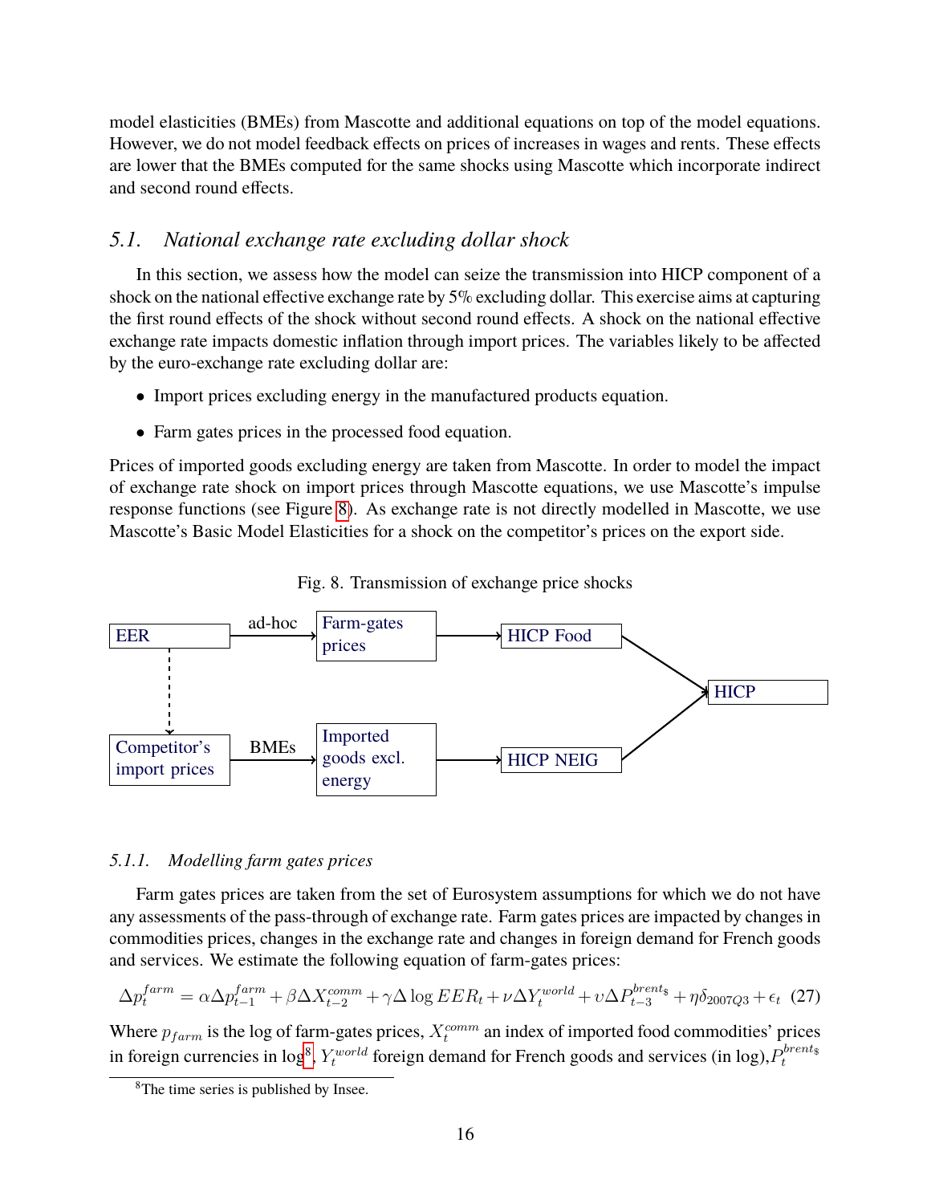model elasticities (BMEs) from Mascotte and additional equations on top of the model equations. However, we do not model feedback effects on prices of increases in wages and rents. These effects are lower that the BMEs computed for the same shocks using Mascotte which incorporate indirect and second round effects.

## *5.1. National exchange rate excluding dollar shock*

In this section, we assess how the model can seize the transmission into HICP component of a shock on the national effective exchange rate by 5% excluding dollar. This exercise aims at capturing the first round effects of the shock without second round effects. A shock on the national effective exchange rate impacts domestic inflation through import prices. The variables likely to be affected by the euro-exchange rate excluding dollar are:

- Import prices excluding energy in the manufactured products equation.
- Farm gates prices in the processed food equation.

Prices of imported goods excluding energy are taken from Mascotte. In order to model the impact of exchange rate shock on import prices through Mascotte equations, we use Mascotte's impulse response functions (see Figure 8). As exchange rate is not directly modelled in Mascotte, we use Mascotte's Basic Model Elasticities for a shock on the competitor's prices on the export side.

Fig. 8. Transmission of exchange price shocks

EER
ad-hoc
Farm-gates prices
HICP Food
HICP
Competitor's import prices
BMEs
Imported goods excl. energy
HICP NEIG

### *5.1.1. Modelling farm gates prices*

Farm gates prices are taken from the set of Eurosystem assumptions for which we do not have any assessments of the pass-through of exchange rate. Farm gates prices are impacted by changes in commodities prices, changes in the exchange rate and changes in foreign demand for French goods and services. We estimate the following equation of farm-gates prices:

$$\Delta p_t^{farm} = \alpha \Delta p_{t-1}^{farm} + \beta \Delta X_{t-2}^{comm} + \gamma \Delta \log EER_t + \nu \Delta Y_t^{world} + \upsilon \Delta P_{t-3}^{brent_\$} + \eta \delta_{2007Q3} + \epsilon_t \quad (27)$$

Where $p_{farm}$ is the log of farm-gates prices, $X_t^{comm}$ an index of imported food commodities' prices in foreign currencies in log[8], $Y_t^{world}$ foreign demand for French goods and services (in log), $P_t^{brent_\$}$

[8] The time series is published by Insee.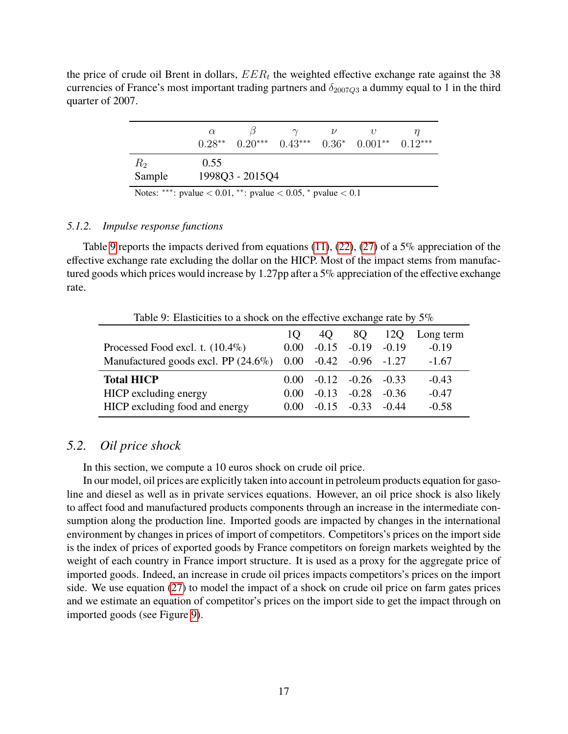the price of crude oil Brent in dollars, $EER_t$ the weighted effective exchange rate against the 38 currencies of France's most important trading partners and $\delta_{2007Q3}$ a dummy equal to 1 in the third quarter of 2007.

| | $\alpha$ | $\beta$ | $\gamma$ | $\nu$ | $\upsilon$ | $\eta$ |
|---|---|---|---|---|---|---|
| | $0.28^{**}$ | $0.20^{***}$ | $0.43^{***}$ | $0.36^{*}$ | $0.001^{**}$ | $0.12^{***}$ |
| $R_2$ | 0.55 | | | | | |
| Sample | 1998Q3 - 2015Q4 | | | | | |

Notes: $^{***}$: pvalue $< 0.01$, $^{**}$: pvalue $< 0.05$, $^{*}$ pvalue $< 0.1$

### 5.1.2. *Impulse response functions*

Table 9 reports the impacts derived from equations (11), (22), (27) of a 5% appreciation of the effective exchange rate excluding the dollar on the HICP. Most of the impact stems from manufactured goods which prices would increase by 1.27pp after a 5% appreciation of the effective exchange rate.

Table 9: Elasticities to a shock on the effective exchange rate by 5%

| | 1Q | 4Q | 8Q | 12Q | Long term |
|---|---|---|---|---|---|
| Processed Food excl. t. (10.4%) | 0.00 | -0.15 | -0.19 | -0.19 | -0.19 |
| Manufactured goods excl. PP (24.6%) | 0.00 | -0.42 | -0.96 | -1.27 | -1.67 |
| **Total HICP** | 0.00 | -0.12 | -0.26 | -0.33 | -0.43 |
| HICP excluding energy | 0.00 | -0.13 | -0.28 | -0.36 | -0.47 |
| HICP excluding food and energy | 0.00 | -0.15 | -0.33 | -0.44 | -0.58 |

## 5.2. *Oil price shock*

In this section, we compute a 10 euros shock on crude oil price.

In our model, oil prices are explicitly taken into account in petroleum products equation for gasoline and diesel as well as in private services equations. However, an oil price shock is also likely to affect food and manufactured products components through an increase in the intermediate consumption along the production line. Imported goods are impacted by changes in the international environment by changes in prices of import of competitors. Competitors's prices on the import side is the index of prices of exported goods by France competitors on foreign markets weighted by the weight of each country in France import structure. It is used as a proxy for the aggregate price of imported goods. Indeed, an increase in crude oil prices impacts competitors's prices on the import side. We use equation (27) to model the impact of a shock on crude oil price on farm gates prices and we estimate an equation of competitor's prices on the import side to get the impact through on imported goods (see Figure 9).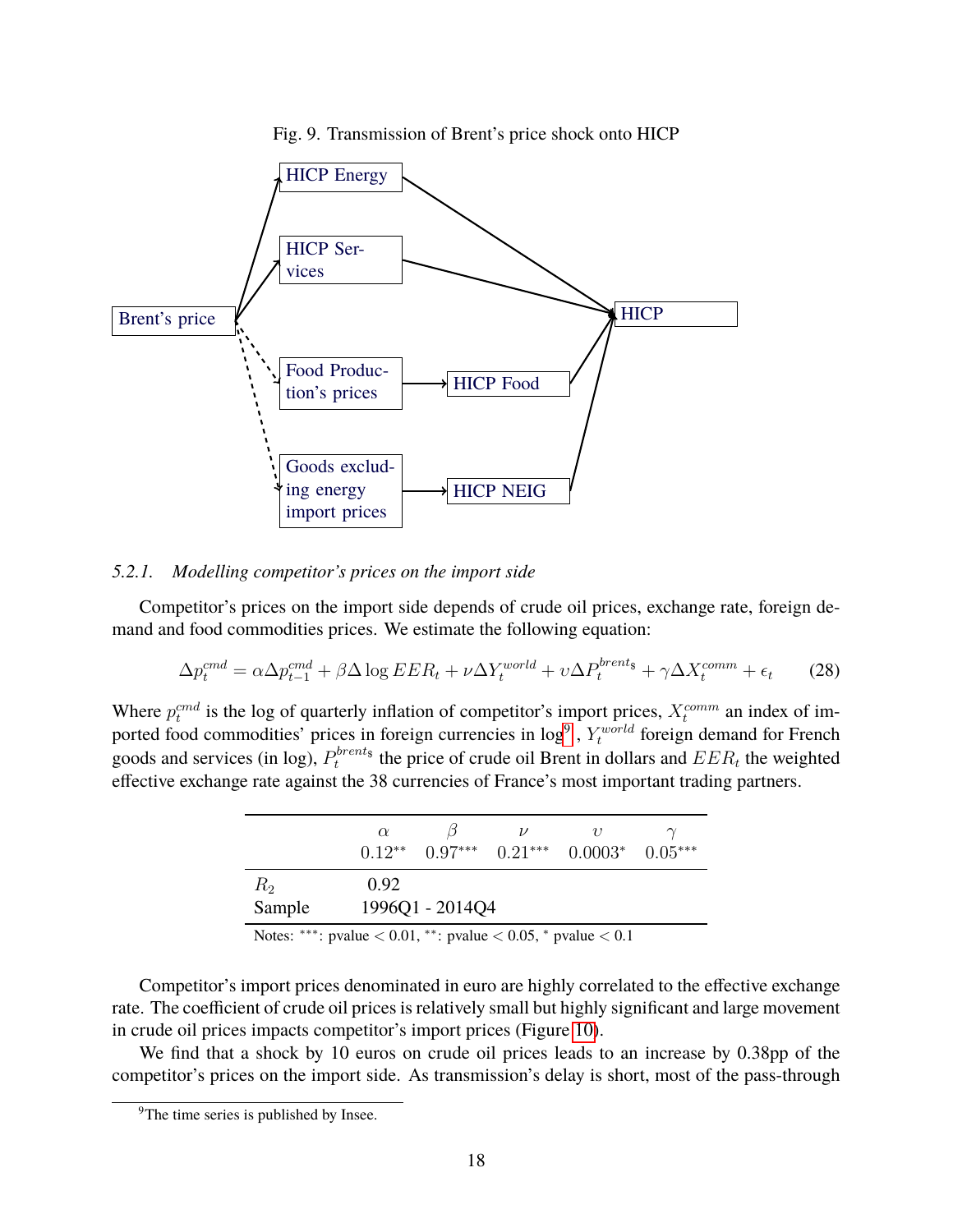Fig. 9. Transmission of Brent's price shock onto HICP

Brent's price

HICP Energy

HICP Services

Food Production's prices

HICP Food

Goods excluding energy import prices

HICP NEIG

HICP

*5.2.1. Modelling competitor's prices on the import side*

Competitor's prices on the import side depends of crude oil prices, exchange rate, foreign demand and food commodities prices. We estimate the following equation:

$$\Delta p_t^{cmd} = \alpha \Delta p_{t-1}^{cmd} + \beta \Delta \log EER_t + \nu \Delta Y_t^{world} + \upsilon \Delta P_t^{brent_{\$}} + \gamma \Delta X_t^{comm} + \epsilon_t \qquad (28)$$

Where $p_t^{cmd}$ is the log of quarterly inflation of competitor's import prices, $X_t^{comm}$ an index of imported food commodities' prices in foreign currencies in log[9], $Y_t^{world}$ foreign demand for French goods and services (in log), $P_t^{brent_{\$}}$ the price of crude oil Brent in dollars and $EER_t$ the weighted effective exchange rate against the 38 currencies of France's most important trading partners.

| | $\alpha$ | $\beta$ | $\nu$ | $\upsilon$ | $\gamma$ |
|---|---|---|---|---|---|
| | $0.12^{**}$ | $0.97^{***}$ | $0.21^{***}$ | $0.0003^{*}$ | $0.05^{***}$ |
| $R_2$ | 0.92 | | | | |
| Sample | 1996Q1 - 2014Q4 | | | | |

Notes: $^{***}$: pvalue $< 0.01$, $^{**}$: pvalue $< 0.05$, $^{*}$ pvalue $< 0.1$

Competitor's import prices denominated in euro are highly correlated to the effective exchange rate. The coefficient of crude oil prices is relatively small but highly significant and large movement in crude oil prices impacts competitor's import prices (Figure 10).

We find that a shock by 10 euros on crude oil prices leads to an increase by 0.38pp of the competitor's prices on the import side. As transmission's delay is short, most of the pass-through

[9] The time series is published by Insee.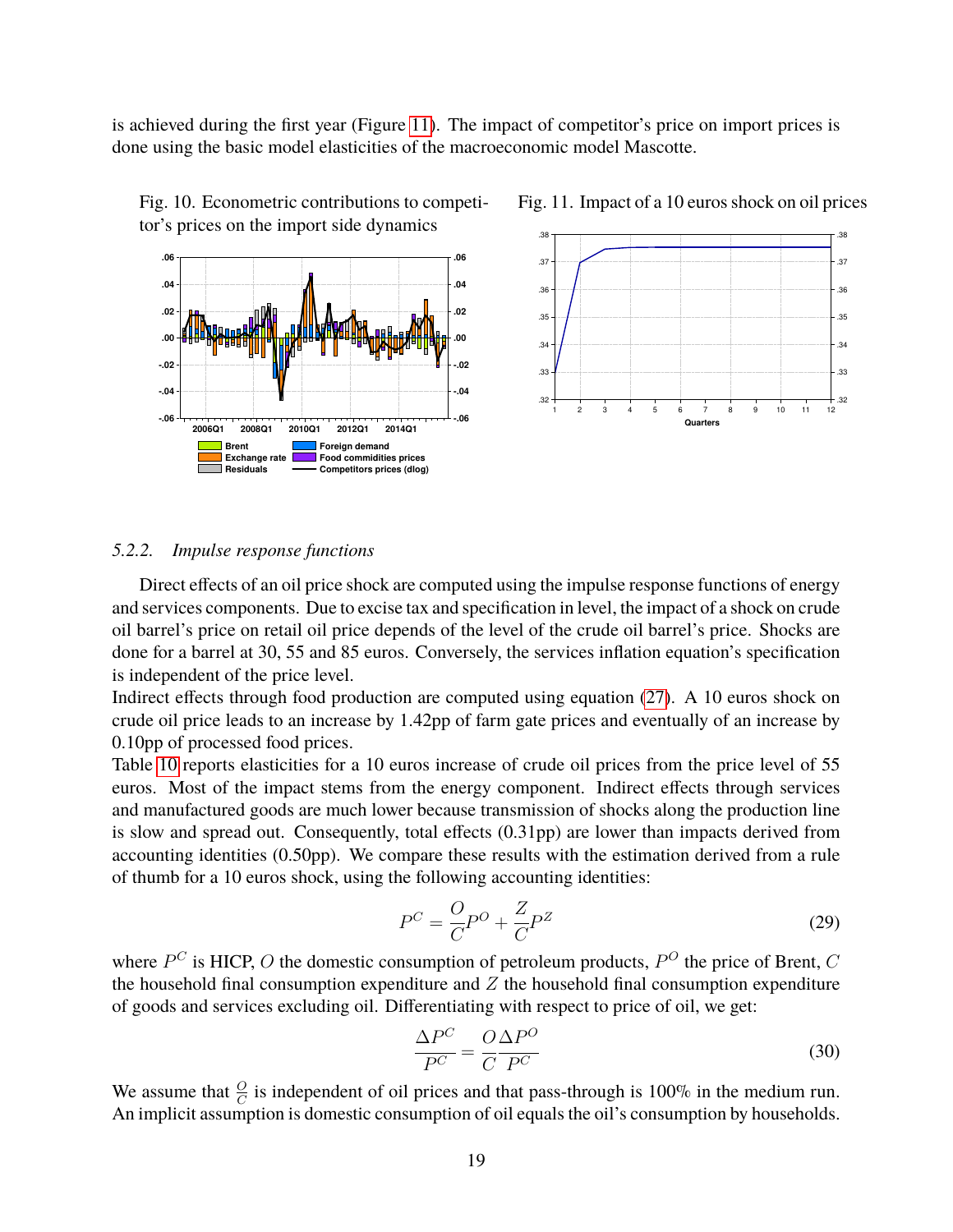is achieved during the first year (Figure 11). The impact of competitor's price on import prices is done using the basic model elasticities of the macroeconomic model Mascotte.

Fig. 10. Econometric contributions to competitor's prices on the import side dynamics

.06
.04
.02
.00
-.02
-.04
-.06

2006Q1 2008Q1 2010Q1 2012Q1 2014Q1

Brent
Exchange rate
Residuals
Foreign demand
Food commidities prices
Competitors prices (dlog)

Fig. 11. Impact of a 10 euros shock on oil prices

.38
.37
.36
.35
.34
.33
.32

1 2 3 4 5 6 7 8 9 10 11 12

Quarters

#### 5.2.2. *Impulse response functions*

Direct effects of an oil price shock are computed using the impulse response functions of energy and services components. Due to excise tax and specification in level, the impact of a shock on crude oil barrel's price on retail oil price depends of the level of the crude oil barrel's price. Shocks are done for a barrel at 30, 55 and 85 euros. Conversely, the services inflation equation's specification is independent of the price level.
Indirect effects through food production are computed using equation (27). A 10 euros shock on crude oil price leads to an increase by 1.42pp of farm gate prices and eventually of an increase by 0.10pp of processed food prices.
Table 10 reports elasticities for a 10 euros increase of crude oil prices from the price level of 55 euros. Most of the impact stems from the energy component. Indirect effects through services and manufactured goods are much lower because transmission of shocks along the production line is slow and spread out. Consequently, total effects (0.31pp) are lower than impacts derived from accounting identities (0.50pp). We compare these results with the estimation derived from a rule of thumb for a 10 euros shock, using the following accounting identities:

$$P^C = \frac{O}{C}P^O + \frac{Z}{C}P^Z \tag{29}$$

where $P^C$ is HICP, $O$ the domestic consumption of petroleum products, $P^O$ the price of Brent, $C$ the household final consumption expenditure and $Z$ the household final consumption expenditure of goods and services excluding oil. Differentiating with respect to price of oil, we get:

$$\frac{\Delta P^C}{P^C} = \frac{O}{C}\frac{\Delta P^O}{P^C} \tag{30}$$

We assume that $\frac{O}{C}$ is independent of oil prices and that pass-through is 100% in the medium run. An implicit assumption is domestic consumption of oil equals the oil's consumption by households.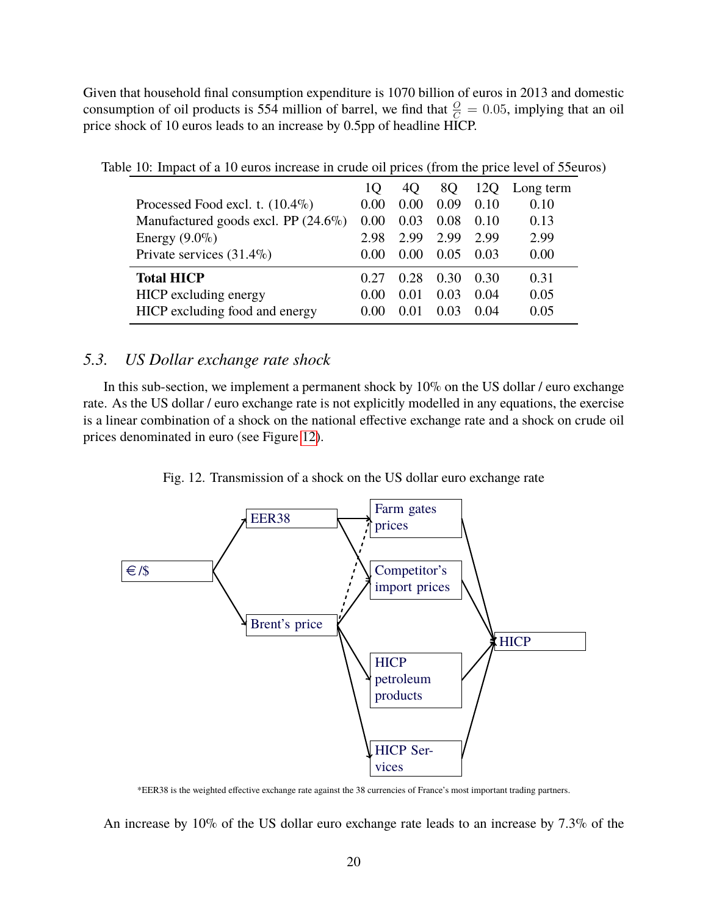Given that household final consumption expenditure is 1070 billion of euros in 2013 and domestic consumption of oil products is 554 million of barrel, we find that $\frac{O}{C} = 0.05$, implying that an oil price shock of 10 euros leads to an increase by 0.5pp of headline HICP.

Table 10: Impact of a 10 euros increase in crude oil prices (from the price level of 55euros)

| | 1Q | 4Q | 8Q | 12Q | Long term |
|---|---|---|---|---|---|
| Processed Food excl. t. (10.4%) | 0.00 | 0.00 | 0.09 | 0.10 | 0.10 |
| Manufactured goods excl. PP (24.6%) | 0.00 | 0.03 | 0.08 | 0.10 | 0.13 |
| Energy (9.0%) | 2.98 | 2.99 | 2.99 | 2.99 | 2.99 |
| Private services (31.4%) | 0.00 | 0.00 | 0.05 | 0.03 | 0.00 |
| **Total HICP** | 0.27 | 0.28 | 0.30 | 0.30 | 0.31 |
| HICP excluding energy | 0.00 | 0.01 | 0.03 | 0.04 | 0.05 |
| HICP excluding food and energy | 0.00 | 0.01 | 0.03 | 0.04 | 0.05 |

## *5.3. US Dollar exchange rate shock*

In this sub-section, we implement a permanent shock by 10% on the US dollar / euro exchange rate. As the US dollar / euro exchange rate is not explicitly modelled in any equations, the exercise is a linear combination of a shock on the national effective exchange rate and a shock on crude oil prices denominated in euro (see Figure 12).

Fig. 12. Transmission of a shock on the US dollar euro exchange rate

€/$

EER38

Brent's price

Farm gates prices

Competitor's import prices

HICP petroleum products

HICP Services

HICP

*EER38 is the weighted effective exchange rate against the 38 currencies of France's most important trading partners.

An increase by 10% of the US dollar euro exchange rate leads to an increase by 7.3% of the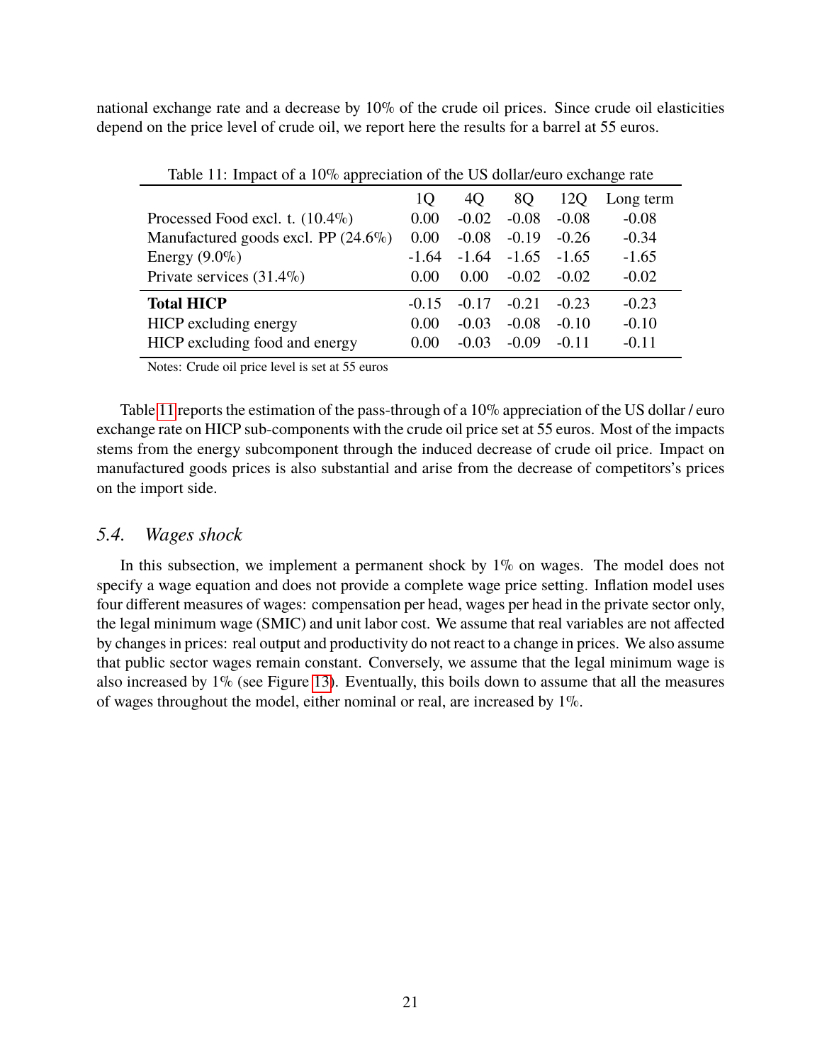national exchange rate and a decrease by 10% of the crude oil prices. Since crude oil elasticities depend on the price level of crude oil, we report here the results for a barrel at 55 euros.

Table 11: Impact of a 10% appreciation of the US dollar/euro exchange rate

| | 1Q | 4Q | 8Q | 12Q | Long term |
|---|---|---|---|---|---|
| Processed Food excl. t. (10.4%) | 0.00 | -0.02 | -0.08 | -0.08 | -0.08 |
| Manufactured goods excl. PP (24.6%) | 0.00 | -0.08 | -0.19 | -0.26 | -0.34 |
| Energy (9.0%) | -1.64 | -1.64 | -1.65 | -1.65 | -1.65 |
| Private services (31.4%) | 0.00 | 0.00 | -0.02 | -0.02 | -0.02 |
| **Total HICP** | -0.15 | -0.17 | -0.21 | -0.23 | -0.23 |
| HICP excluding energy | 0.00 | -0.03 | -0.08 | -0.10 | -0.10 |
| HICP excluding food and energy | 0.00 | -0.03 | -0.09 | -0.11 | -0.11 |

Notes: Crude oil price level is set at 55 euros

Table 11 reports the estimation of the pass-through of a 10% appreciation of the US dollar / euro exchange rate on HICP sub-components with the crude oil price set at 55 euros. Most of the impacts stems from the energy subcomponent through the induced decrease of crude oil price. Impact on manufactured goods prices is also substantial and arise from the decrease of competitors's prices on the import side.

## 5.4. *Wages shock*

In this subsection, we implement a permanent shock by 1% on wages. The model does not specify a wage equation and does not provide a complete wage price setting. Inflation model uses four different measures of wages: compensation per head, wages per head in the private sector only, the legal minimum wage (SMIC) and unit labor cost. We assume that real variables are not affected by changes in prices: real output and productivity do not react to a change in prices. We also assume that public sector wages remain constant. Conversely, we assume that the legal minimum wage is also increased by 1% (see Figure 13). Eventually, this boils down to assume that all the measures of wages throughout the model, either nominal or real, are increased by 1%.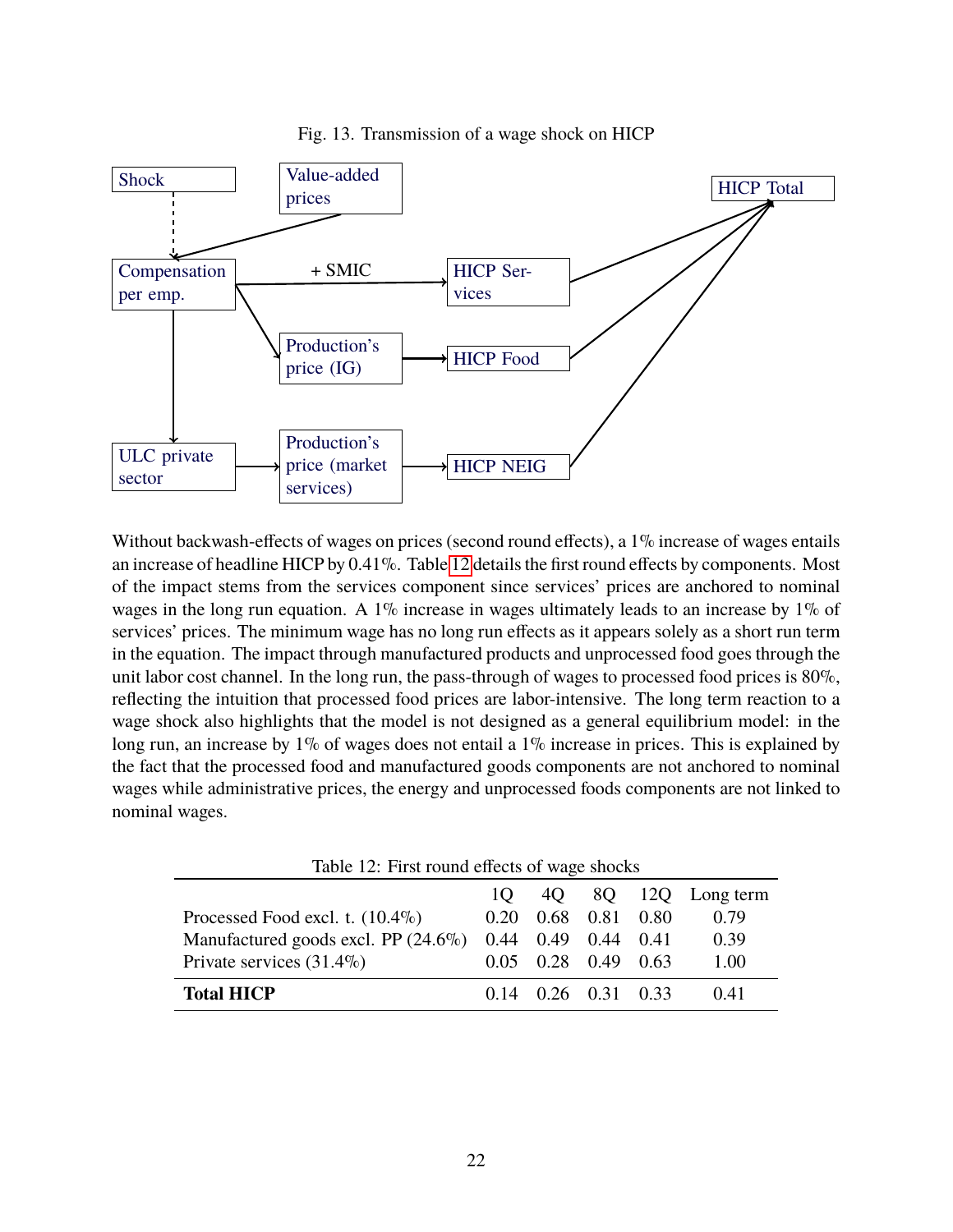Fig. 13. Transmission of a wage shock on HICP

Shock

Value-added prices

HICP Total

Compensation per emp.

+ SMIC

HICP Services

Production's price (IG)

HICP Food

ULC private sector

Production's price (market services)

HICP NEIG

Without backwash-effects of wages on prices (second round effects), a 1% increase of wages entails an increase of headline HICP by 0.41%. Table 12 details the first round effects by components. Most of the impact stems from the services component since services' prices are anchored to nominal wages in the long run equation. A 1% increase in wages ultimately leads to an increase by 1% of services' prices. The minimum wage has no long run effects as it appears solely as a short run term in the equation. The impact through manufactured products and unprocessed food goes through the unit labor cost channel. In the long run, the pass-through of wages to processed food prices is 80%, reflecting the intuition that processed food prices are labor-intensive. The long term reaction to a wage shock also highlights that the model is not designed as a general equilibrium model: in the long run, an increase by 1% of wages does not entail a 1% increase in prices. This is explained by the fact that the processed food and manufactured goods components are not anchored to nominal wages while administrative prices, the energy and unprocessed foods components are not linked to nominal wages.

Table 12: First round effects of wage shocks

| | 1Q | 4Q | 8Q | 12Q | Long term |
|---|---|---|---|---|---|
| Processed Food excl. t. (10.4%) | 0.20 | 0.68 | 0.81 | 0.80 | 0.79 |
| Manufactured goods excl. PP (24.6%) | 0.44 | 0.49 | 0.44 | 0.41 | 0.39 |
| Private services (31.4%) | 0.05 | 0.28 | 0.49 | 0.63 | 1.00 |
| **Total HICP** | 0.14 | 0.26 | 0.31 | 0.33 | 0.41 |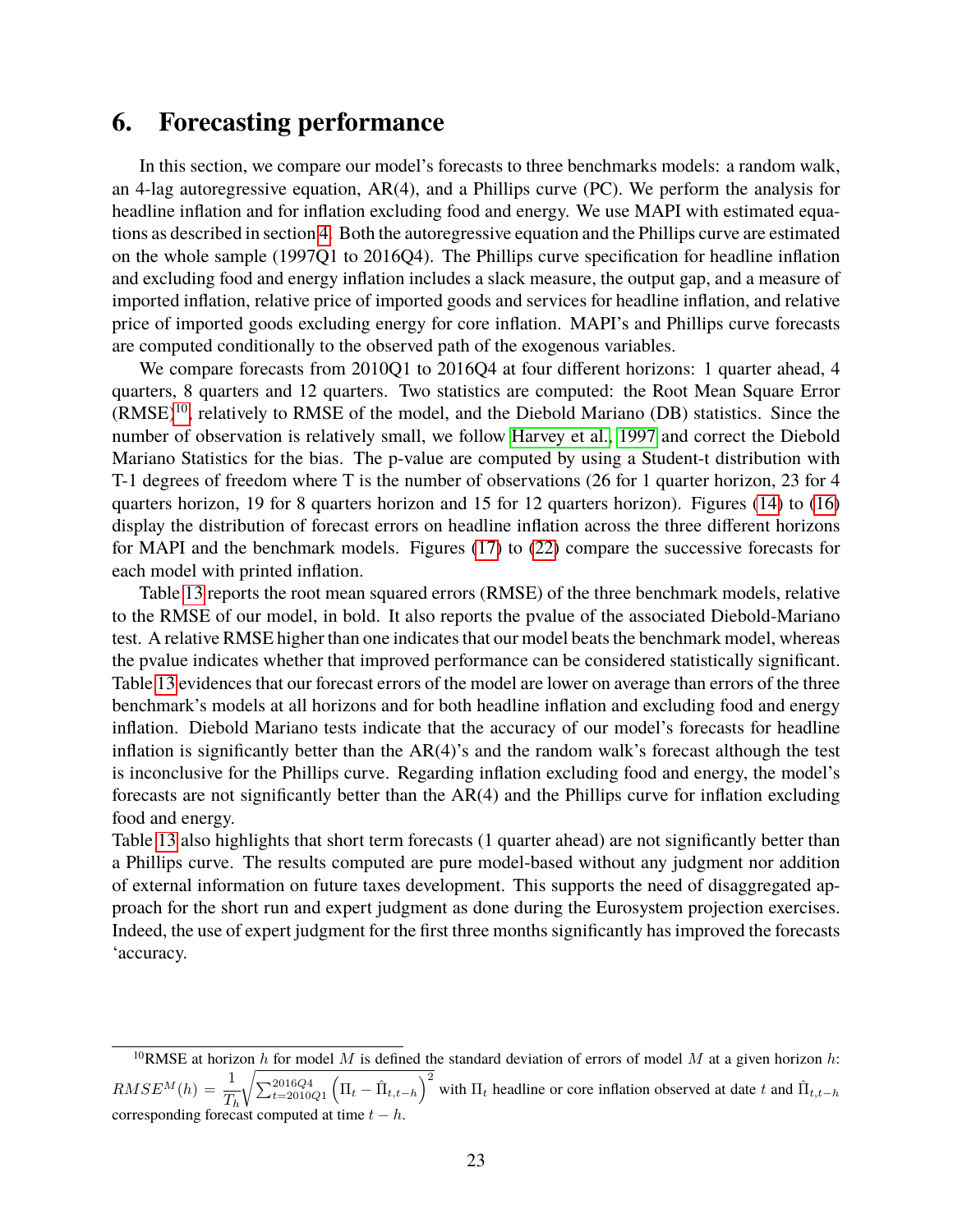# 6. Forecasting performance

In this section, we compare our model's forecasts to three benchmarks models: a random walk, an 4-lag autoregressive equation, AR(4), and a Phillips curve (PC). We perform the analysis for headline inflation and for inflation excluding food and energy. We use MAPI with estimated equations as described in section 4. Both the autoregressive equation and the Phillips curve are estimated on the whole sample (1997Q1 to 2016Q4). The Phillips curve specification for headline inflation and excluding food and energy inflation includes a slack measure, the output gap, and a measure of imported inflation, relative price of imported goods and services for headline inflation, and relative price of imported goods excluding energy for core inflation. MAPI's and Phillips curve forecasts are computed conditionally to the observed path of the exogenous variables.

We compare forecasts from 2010Q1 to 2016Q4 at four different horizons: 1 quarter ahead, 4 quarters, 8 quarters and 12 quarters. Two statistics are computed: the Root Mean Square Error (RMSE)[10], relatively to RMSE of the model, and the Diebold Mariano (DB) statistics. Since the number of observation is relatively small, we follow Harvey et al., 1997 and correct the Diebold Mariano Statistics for the bias. The p-value are computed by using a Student-t distribution with T-1 degrees of freedom where T is the number of observations (26 for 1 quarter horizon, 23 for 4 quarters horizon, 19 for 8 quarters horizon and 15 for 12 quarters horizon). Figures (14) to (16) display the distribution of forecast errors on headline inflation across the three different horizons for MAPI and the benchmark models. Figures (17) to (22) compare the successive forecasts for each model with printed inflation.

Table 13 reports the root mean squared errors (RMSE) of the three benchmark models, relative to the RMSE of our model, in bold. It also reports the pvalue of the associated Diebold-Mariano test. A relative RMSE higher than one indicates that our model beats the benchmark model, whereas the pvalue indicates whether that improved performance can be considered statistically significant. Table 13 evidences that our forecast errors of the model are lower on average than errors of the three benchmark's models at all horizons and for both headline inflation and excluding food and energy inflation. Diebold Mariano tests indicate that the accuracy of our model's forecasts for headline inflation is significantly better than the AR(4)'s and the random walk's forecast although the test is inconclusive for the Phillips curve. Regarding inflation excluding food and energy, the model's forecasts are not significantly better than the AR(4) and the Phillips curve for inflation excluding food and energy.

Table 13 also highlights that short term forecasts (1 quarter ahead) are not significantly better than a Phillips curve. The results computed are pure model-based without any judgment nor addition of external information on future taxes development. This supports the need of disaggregated approach for the short run and expert judgment as done during the Eurosystem projection exercises. Indeed, the use of expert judgment for the first three months significantly has improved the forecasts 'accuracy.

[10] RMSE at horizon $h$ for model $M$ is defined the standard deviation of errors of model $M$ at a given horizon $h$: $RMSE^M(h) = \dfrac{1}{T_h}\sqrt{\sum_{t=2010Q1}^{2016Q4}\left(\Pi_t - \hat{\Pi}_{t,t-h}\right)^2}$ with $\Pi_t$ headline or core inflation observed at date $t$ and $\hat{\Pi}_{t,t-h}$ corresponding forecast computed at time $t-h$.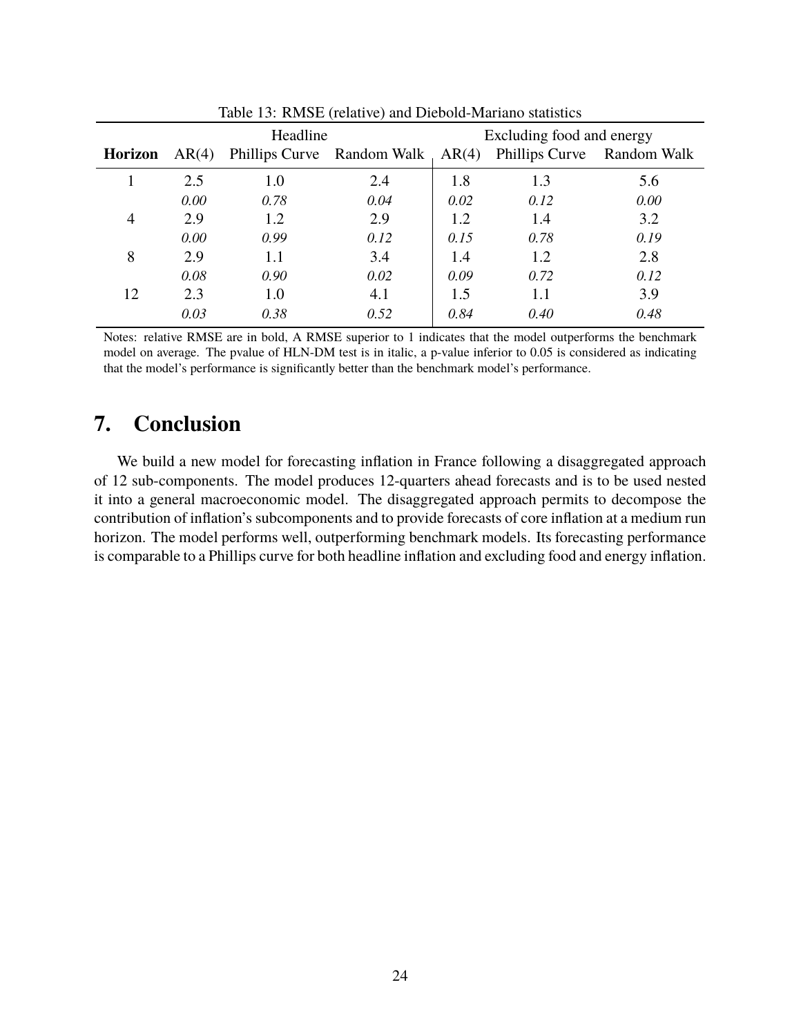Table 13: RMSE (relative) and Diebold-Mariano statistics

| | Headline | | | Excluding food and energy | | |
|---|---|---|---|---|---|---|
| **Horizon** | AR(4) | Phillips Curve | Random Walk | AR(4) | Phillips Curve | Random Walk |
| 1 | 2.5 | 1.0 | 2.4 | 1.8 | 1.3 | 5.6 |
| | *0.00* | *0.78* | *0.04* | *0.02* | *0.12* | *0.00* |
| 4 | 2.9 | 1.2 | 2.9 | 1.2 | 1.4 | 3.2 |
| | *0.00* | *0.99* | *0.12* | *0.15* | *0.78* | *0.19* |
| 8 | 2.9 | 1.1 | 3.4 | 1.4 | 1.2 | 2.8 |
| | *0.08* | *0.90* | *0.02* | *0.09* | *0.72* | *0.12* |
| 12 | 2.3 | 1.0 | 4.1 | 1.5 | 1.1 | 3.9 |
| | *0.03* | *0.38* | *0.52* | *0.84* | *0.40* | *0.48* |

Notes: relative RMSE are in bold, A RMSE superior to 1 indicates that the model outperforms the benchmark model on average. The pvalue of HLN-DM test is in italic, a p-value inferior to 0.05 is considered as indicating that the model's performance is significantly better than the benchmark model's performance.

## 7. Conclusion

We build a new model for forecasting inflation in France following a disaggregated approach of 12 sub-components. The model produces 12-quarters ahead forecasts and is to be used nested it into a general macroeconomic model. The disaggregated approach permits to decompose the contribution of inflation's subcomponents and to provide forecasts of core inflation at a medium run horizon. The model performs well, outperforming benchmark models. Its forecasting performance is comparable to a Phillips curve for both headline inflation and excluding food and energy inflation.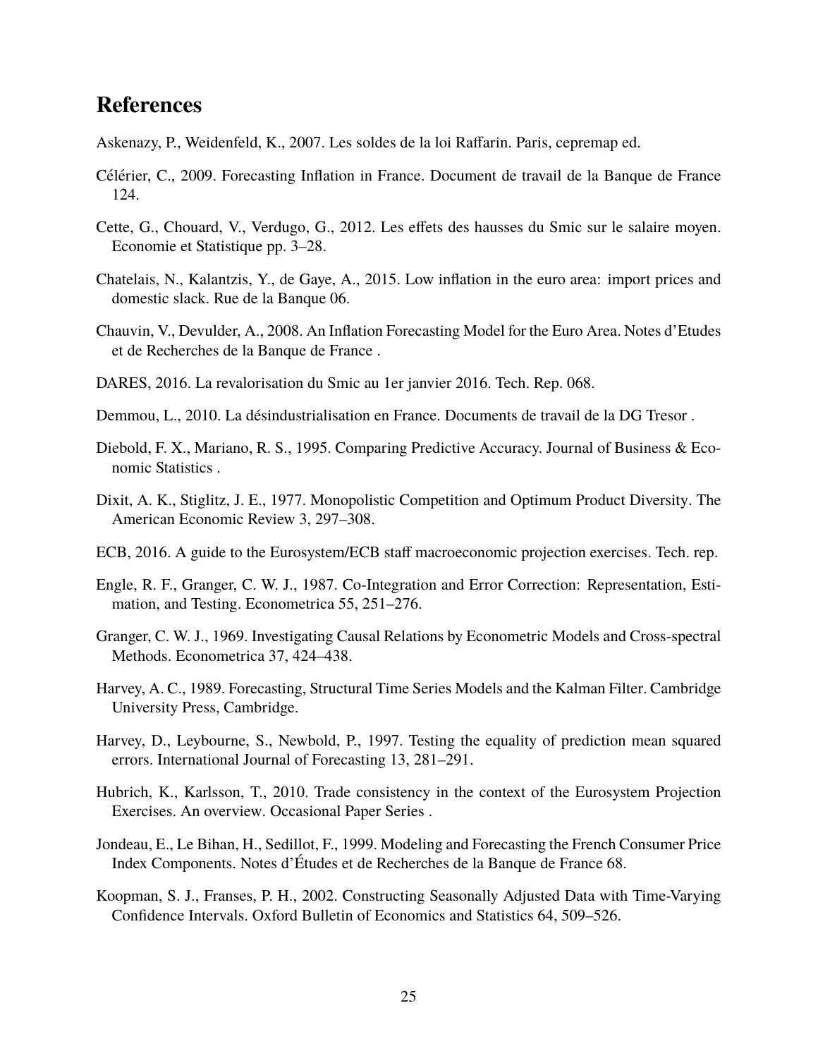## References

Askenazy, P., Weidenfeld, K., 2007. Les soldes de la loi Raffarin. Paris, cepremap ed.

Célérier, C., 2009. Forecasting Inflation in France. Document de travail de la Banque de France 124.

Cette, G., Chouard, V., Verdugo, G., 2012. Les effets des hausses du Smic sur le salaire moyen. Economie et Statistique pp. 3–28.

Chatelais, N., Kalantzis, Y., de Gaye, A., 2015. Low inflation in the euro area: import prices and domestic slack. Rue de la Banque 06.

Chauvin, V., Devulder, A., 2008. An Inflation Forecasting Model for the Euro Area. Notes d'Etudes et de Recherches de la Banque de France .

DARES, 2016. La revalorisation du Smic au 1er janvier 2016. Tech. Rep. 068.

Demmou, L., 2010. La désindustrialisation en France. Documents de travail de la DG Tresor .

Diebold, F. X., Mariano, R. S., 1995. Comparing Predictive Accuracy. Journal of Business & Economic Statistics .

Dixit, A. K., Stiglitz, J. E., 1977. Monopolistic Competition and Optimum Product Diversity. The American Economic Review 3, 297–308.

ECB, 2016. A guide to the Eurosystem/ECB staff macroeconomic projection exercises. Tech. rep.

Engle, R. F., Granger, C. W. J., 1987. Co-Integration and Error Correction: Representation, Estimation, and Testing. Econometrica 55, 251–276.

Granger, C. W. J., 1969. Investigating Causal Relations by Econometric Models and Cross-spectral Methods. Econometrica 37, 424–438.

Harvey, A. C., 1989. Forecasting, Structural Time Series Models and the Kalman Filter. Cambridge University Press, Cambridge.

Harvey, D., Leybourne, S., Newbold, P., 1997. Testing the equality of prediction mean squared errors. International Journal of Forecasting 13, 281–291.

Hubrich, K., Karlsson, T., 2010. Trade consistency in the context of the Eurosystem Projection Exercises. An overview. Occasional Paper Series .

Jondeau, E., Le Bihan, H., Sedillot, F., 1999. Modeling and Forecasting the French Consumer Price Index Components. Notes d'Études et de Recherches de la Banque de France 68.

Koopman, S. J., Franses, P. H., 2002. Constructing Seasonally Adjusted Data with Time-Varying Confidence Intervals. Oxford Bulletin of Economics and Statistics 64, 509–526.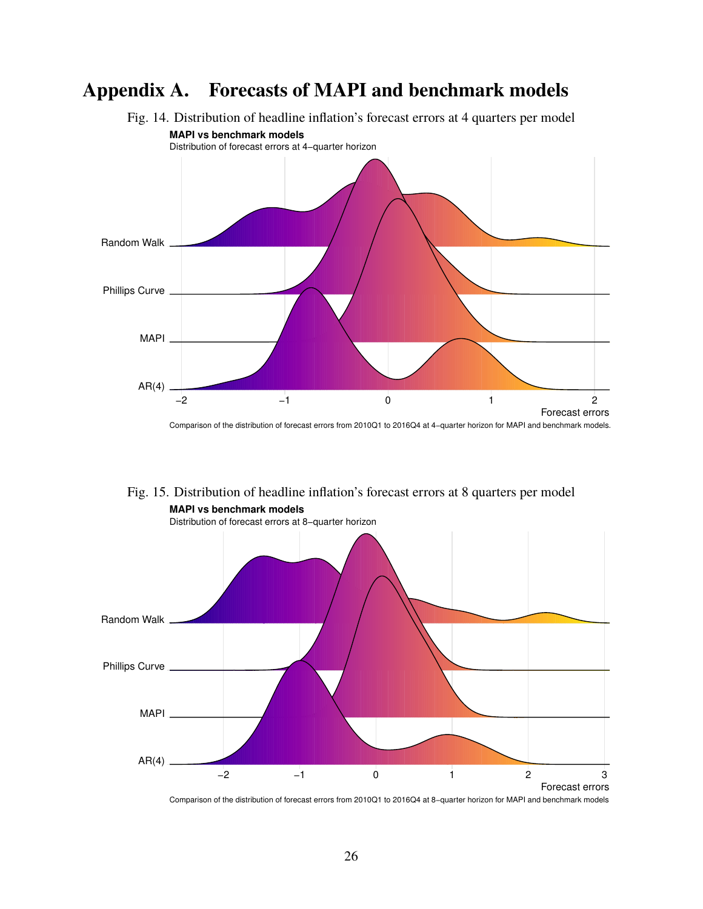# Appendix A. Forecasts of MAPI and benchmark models

Fig. 14. Distribution of headline inflation's forecast errors at 4 quarters per model

**MAPI vs benchmark models**

Distribution of forecast errors at 4−quarter horizon

Comparison of the distribution of forecast errors from 2010Q1 to 2016Q4 at 4−quarter horizon for MAPI and benchmark models.

Fig. 15. Distribution of headline inflation's forecast errors at 8 quarters per model

**MAPI vs benchmark models**

Distribution of forecast errors at 8−quarter horizon

Comparison of the distribution of forecast errors from 2010Q1 to 2016Q4 at 8−quarter horizon for MAPI and benchmark models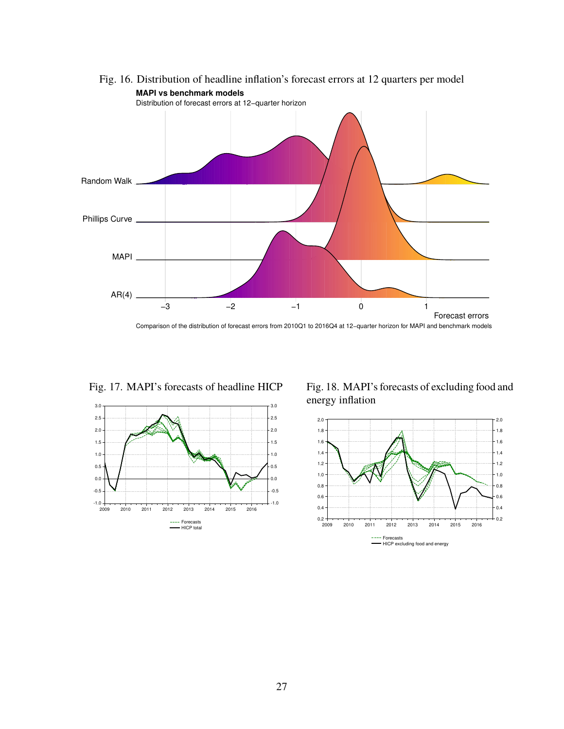Fig. 16. Distribution of headline inflation's forecast errors at 12 quarters per model

**MAPI vs benchmark models**

Distribution of forecast errors at 12–quarter horizon

Random Walk

Phillips Curve

MAPI

AR(4)

−3 −2 −1 0 1

Forecast errors

Comparison of the distribution of forecast errors from 2010Q1 to 2016Q4 at 12–quarter horizon for MAPI and benchmark models

Fig. 17. MAPI's forecasts of headline HICP

3.0 2.5 2.0 1.5 1.0 0.5 0.0 -0.5 -1.0

2009 2010 2011 2012 2013 2014 2015 2016

Forecasts

HICP total

Fig. 18. MAPI's forecasts of excluding food and energy inflation

2.0 1.8 1.6 1.4 1.2 1.0 0.8 0.6 0.4 0.2

2009 2010 2011 2012 2013 2014 2015 2016

Forecasts

HICP excluding food and energy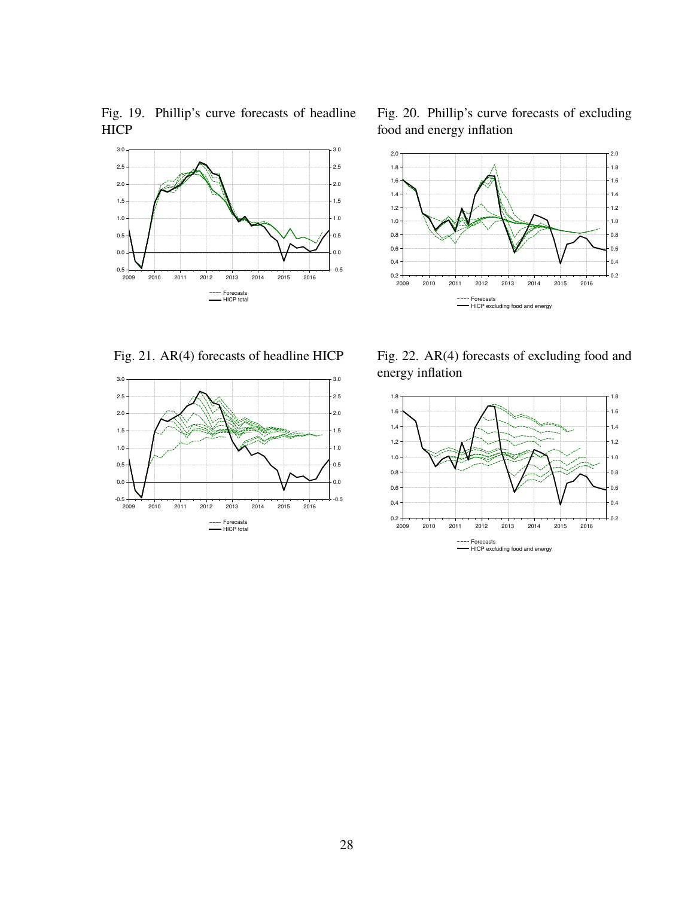Fig. 19. Phillip's curve forecasts of headline HICP

Fig. 20. Phillip's curve forecasts of excluding food and energy inflation

Fig. 21. AR(4) forecasts of headline HICP

Fig. 22. AR(4) forecasts of excluding food and energy inflation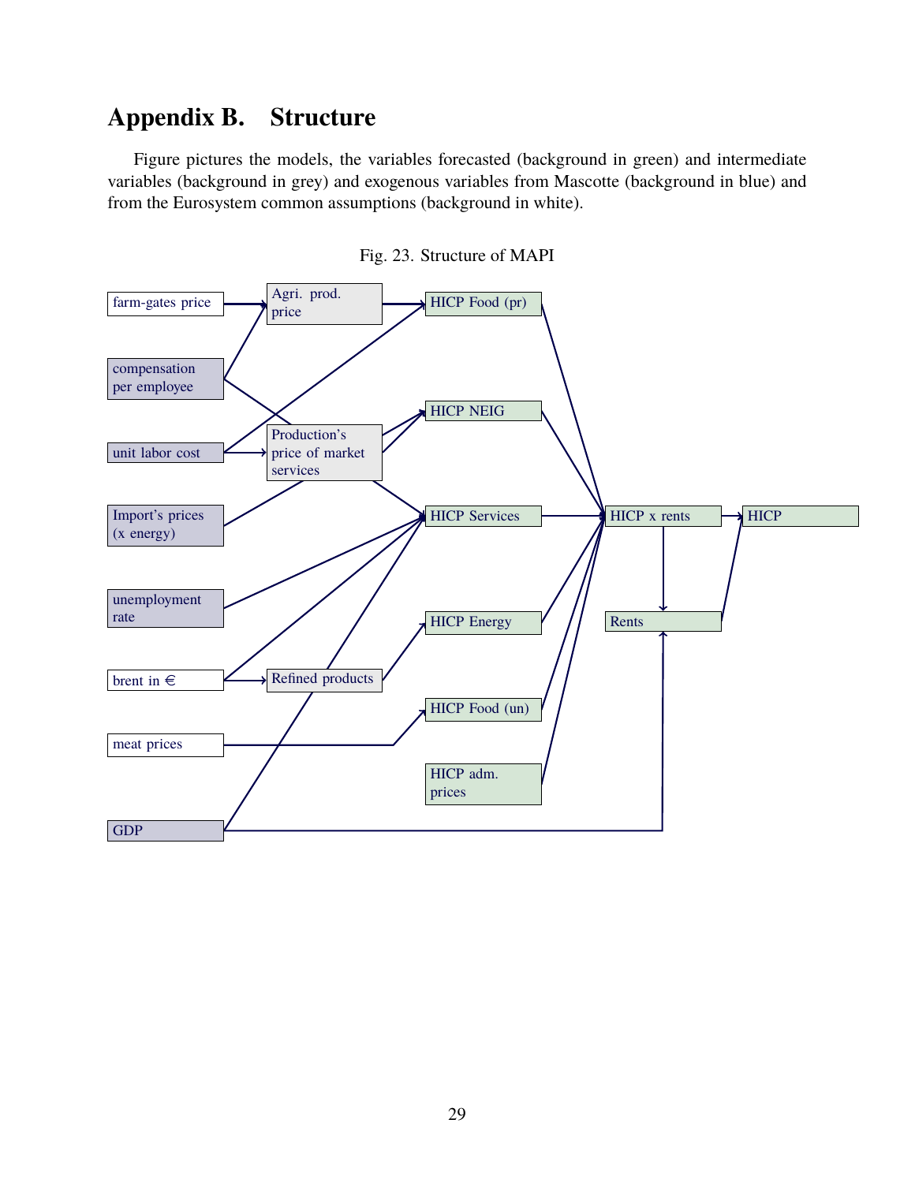# Appendix B. Structure

Figure pictures the models, the variables forecasted (background in green) and intermediate variables (background in grey) and exogenous variables from Mascotte (background in blue) and from the Eurosystem common assumptions (background in white).

Fig. 23. Structure of MAPI

farm-gates price
compensation per employee
unit labor cost
Import's prices (x energy)
unemployment rate
brent in €
meat prices
GDP
Agri. prod. price
Production's price of market services
Refined products
HICP Food (pr)
HICP NEIG
HICP Services
HICP Energy
HICP Food (un)
HICP adm. prices
HICP x rents
Rents
HICP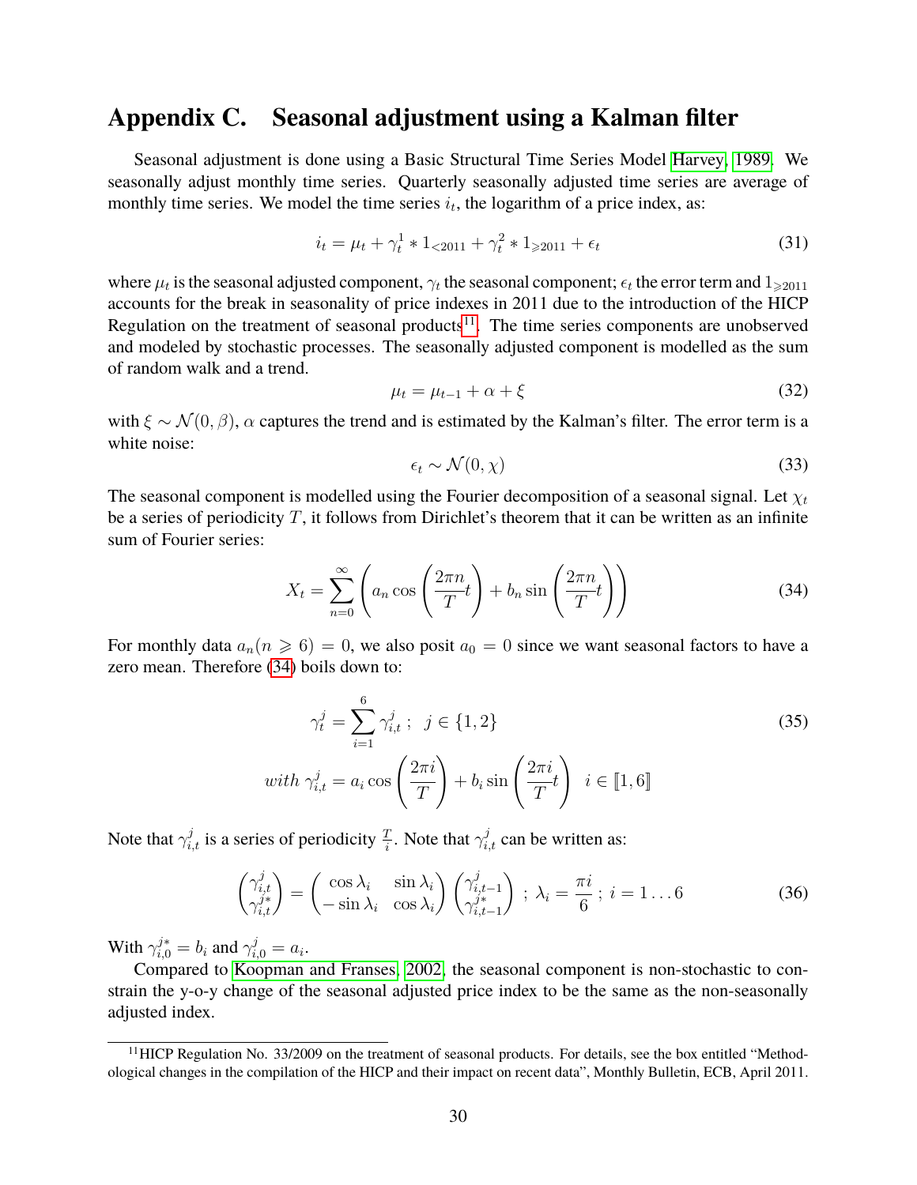# Appendix C. Seasonal adjustment using a Kalman filter

Seasonal adjustment is done using a Basic Structural Time Series Model Harvey, 1989. We seasonally adjust monthly time series. Quarterly seasonally adjusted time series are average of monthly time series. We model the time series $i_t$, the logarithm of a price index, as:

$$i_t = \mu_t + \gamma_t^1 * 1_{<2011} + \gamma_t^2 * 1_{\geqslant 2011} + \epsilon_t \tag{31}$$

where $\mu_t$ is the seasonal adjusted component, $\gamma_t$ the seasonal component; $\epsilon_t$ the error term and $1_{\geqslant 2011}$ accounts for the break in seasonality of price indexes in 2011 due to the introduction of the HICP Regulation on the treatment of seasonal products[11]. The time series components are unobserved and modeled by stochastic processes. The seasonally adjusted component is modelled as the sum of random walk and a trend.

$$\mu_t = \mu_{t-1} + \alpha + \xi \tag{32}$$

with $\xi \sim \mathcal{N}(0, \beta)$, $\alpha$ captures the trend and is estimated by the Kalman's filter. The error term is a white noise:

$$\epsilon_t \sim \mathcal{N}(0, \chi) \tag{33}$$

The seasonal component is modelled using the Fourier decomposition of a seasonal signal. Let $\chi_t$ be a series of periodicity $T$, it follows from Dirichlet's theorem that it can be written as an infinite sum of Fourier series:

$$X_t = \sum_{n=0}^{\infty} \left( a_n \cos\left(\frac{2\pi n}{T} t\right) + b_n \sin\left(\frac{2\pi n}{T} t\right) \right) \tag{34}$$

For monthly data $a_n(n \geqslant 6) = 0$, we also posit $a_0 = 0$ since we want seasonal factors to have a zero mean. Therefore (34) boils down to:

$$\gamma_t^j = \sum_{i=1}^{6} \gamma_{i,t}^j \, ; \quad j \in \{1, 2\} \tag{35}$$

$$with \; \gamma_{i,t}^j = a_i \cos\left(\frac{2\pi i}{T}\right) + b_i \sin\left(\frac{2\pi i}{T} t\right) \quad i \in [\![1, 6]\!]$$

Note that $\gamma_{i,t}^j$ is a series of periodicity $\frac{T}{i}$. Note that $\gamma_{i,t}^j$ can be written as:

$$\begin{pmatrix} \gamma_{i,t}^j \\ \gamma_{i,t}^{j*} \end{pmatrix} = \begin{pmatrix} \cos \lambda_i & \sin \lambda_i \\ -\sin \lambda_i & \cos \lambda_i \end{pmatrix} \begin{pmatrix} \gamma_{i,t-1}^j \\ \gamma_{i,t-1}^{j*} \end{pmatrix} \; ; \; \lambda_i = \frac{\pi i}{6} \; ; \; i = 1 \ldots 6 \tag{36}$$

With $\gamma_{i,0}^{j*} = b_i$ and $\gamma_{i,0}^j = a_i$.

Compared to Koopman and Franses, 2002, the seasonal component is non-stochastic to constrain the y-o-y change of the seasonal adjusted price index to be the same as the non-seasonally adjusted index.

[11] HICP Regulation No. 33/2009 on the treatment of seasonal products. For details, see the box entitled "Methodological changes in the compilation of the HICP and their impact on recent data", Monthly Bulletin, ECB, April 2011.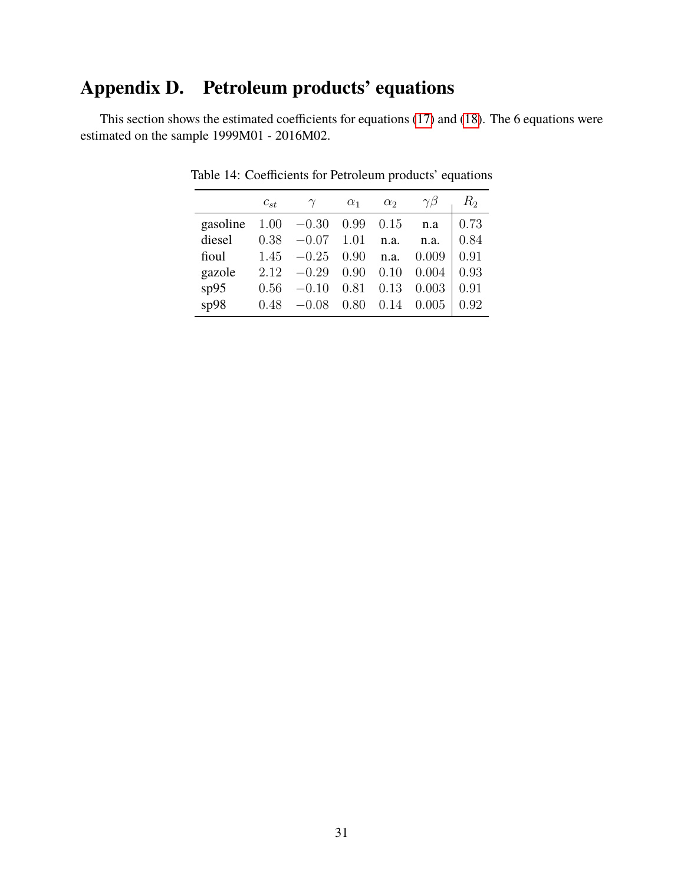# Appendix D. Petroleum products' equations

This section shows the estimated coefficients for equations (17) and (18). The 6 equations were estimated on the sample 1999M01 - 2016M02.

Table 14: Coefficients for Petroleum products' equations

| | $c_{st}$ | $\gamma$ | $\alpha_1$ | $\alpha_2$ | $\gamma\beta$ | $R_2$ |
|---|---|---|---|---|---|---|
| gasoline | $1.00$ | $-0.30$ | $0.99$ | $0.15$ | n.a | $0.73$ |
| diesel | $0.38$ | $-0.07$ | $1.01$ | n.a. | n.a. | $0.84$ |
| fioul | $1.45$ | $-0.25$ | $0.90$ | n.a. | $0.009$ | $0.91$ |
| gazole | $2.12$ | $-0.29$ | $0.90$ | $0.10$ | $0.004$ | $0.93$ |
| sp95 | $0.56$ | $-0.10$ | $0.81$ | $0.13$ | $0.003$ | $0.91$ |
| sp98 | $0.48$ | $-0.08$ | $0.80$ | $0.14$ | $0.005$ | $0.92$ |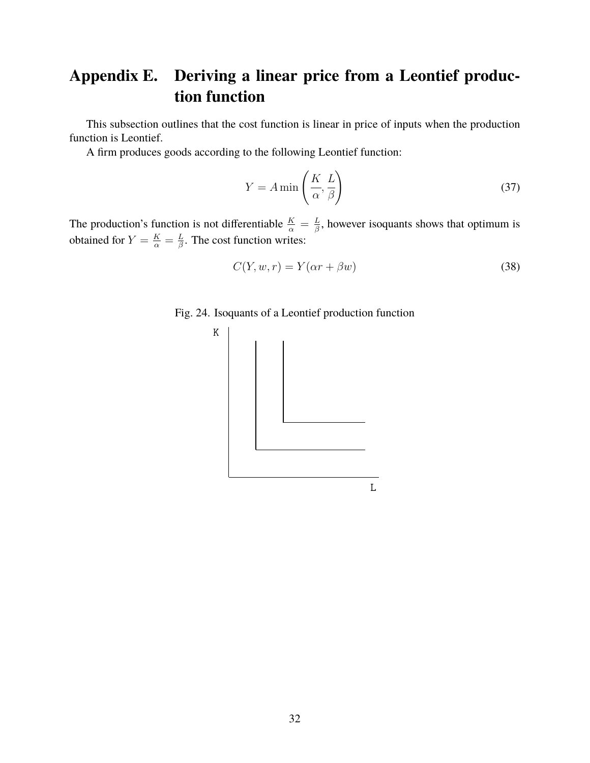# Appendix E. Deriving a linear price from a Leontief production function

This subsection outlines that the cost function is linear in price of inputs when the production function is Leontief.

A firm produces goods according to the following Leontief function:

$$Y = A \min\left(\frac{K}{\alpha}, \frac{L}{\beta}\right) \tag{37}$$

The production's function is not differentiable $\frac{K}{\alpha} = \frac{L}{\beta}$, however isoquants shows that optimum is obtained for $Y = \frac{K}{\alpha} = \frac{L}{\beta}$. The cost function writes:

$$C(Y, w, r) = Y(\alpha r + \beta w) \tag{38}$$

Fig. 24. Isoquants of a Leontief production function

K

L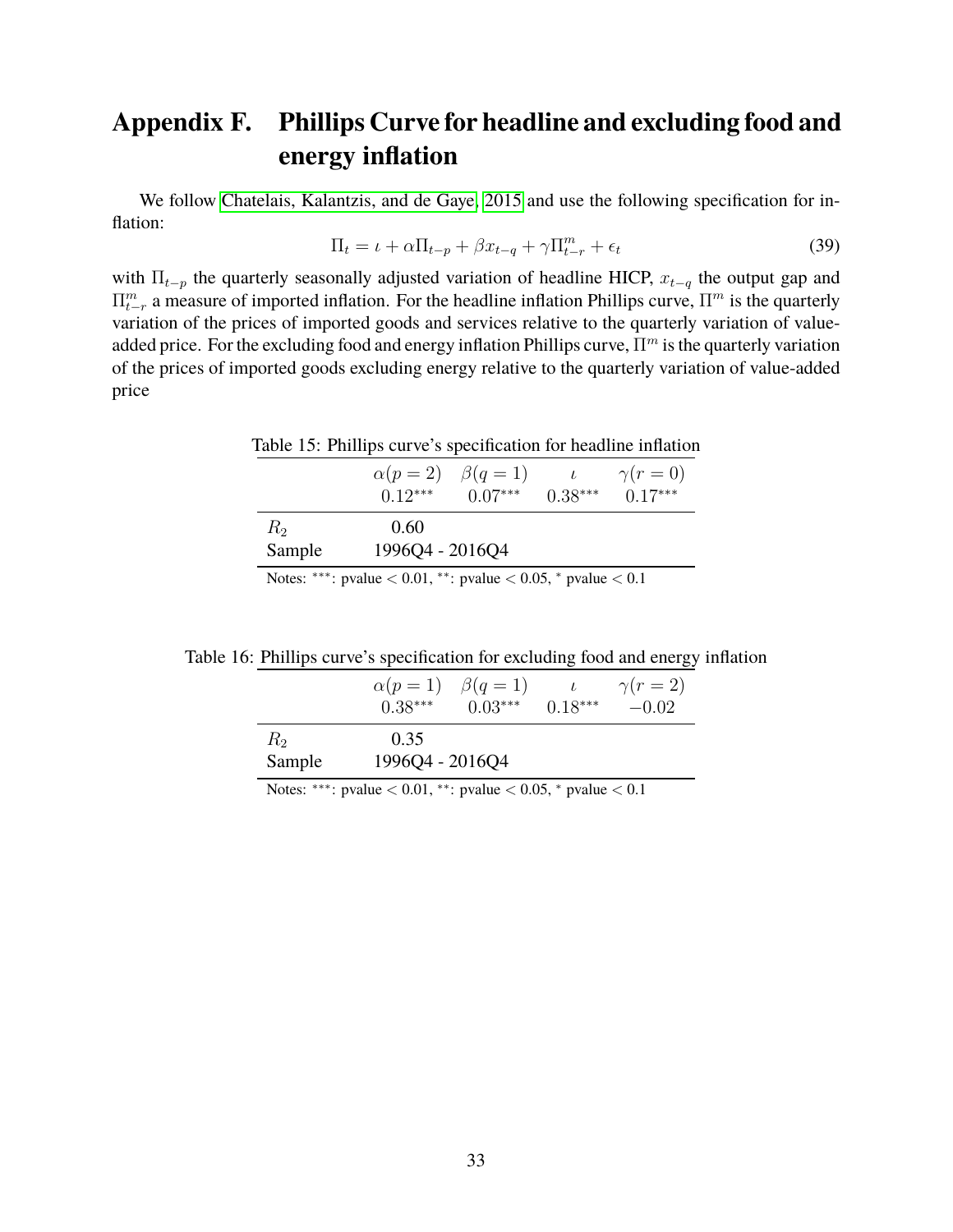# Appendix F. Phillips Curve for headline and excluding food and energy inflation

We follow Chatelais, Kalantzis, and de Gaye, 2015 and use the following specification for inflation:

$$\Pi_t = \iota + \alpha \Pi_{t-p} + \beta x_{t-q} + \gamma \Pi^m_{t-r} + \epsilon_t \tag{39}$$

with $\Pi_{t-p}$ the quarterly seasonally adjusted variation of headline HICP, $x_{t-q}$ the output gap and $\Pi^m_{t-r}$ a measure of imported inflation. For the headline inflation Phillips curve, $\Pi^m$ is the quarterly variation of the prices of imported goods and services relative to the quarterly variation of value-added price. For the excluding food and energy inflation Phillips curve, $\Pi^m$ is the quarterly variation of the prices of imported goods excluding energy relative to the quarterly variation of value-added price

Table 15: Phillips curve's specification for headline inflation

| | $\alpha(p=2)$ | $\beta(q=1)$ | $\iota$ | $\gamma(r=0)$ |
|---|---|---|---|---|
| | $0.12^{***}$ | $0.07^{***}$ | $0.38^{***}$ | $0.17^{***}$ |
| $R_2$ | 0.60 | | | |
| Sample | 1996Q4 - 2016Q4 | | | |

Notes: $^{***}$: pvalue $< 0.01$, $^{**}$: pvalue $< 0.05$, $^{*}$ pvalue $< 0.1$

Table 16: Phillips curve's specification for excluding food and energy inflation

| | $\alpha(p=1)$ | $\beta(q=1)$ | $\iota$ | $\gamma(r=2)$ |
|---|---|---|---|---|
| | $0.38^{***}$ | $0.03^{***}$ | $0.18^{***}$ | $-0.02$ |
| $R_2$ | 0.35 | | | |
| Sample | 1996Q4 - 2016Q4 | | | |

Notes: $^{***}$: pvalue $< 0.01$, $^{**}$: pvalue $< 0.05$, $^{*}$ pvalue $< 0.1$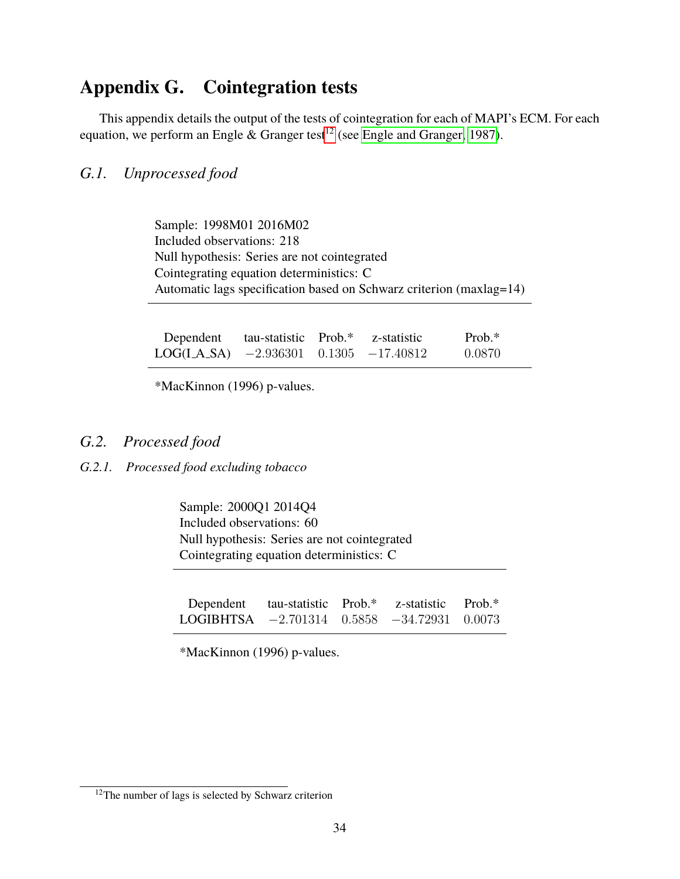# Appendix G. Cointegration tests

This appendix details the output of the tests of cointegration for each of MAPI's ECM. For each equation, we perform an Engle & Granger test[12] (see Engle and Granger, 1987).

## G.1. *Unprocessed food*

Sample: 1998M01 2016M02
Included observations: 218
Null hypothesis: Series are not cointegrated
Cointegrating equation deterministics: C
Automatic lags specification based on Schwarz criterion (maxlag=14)

| Dependent | tau-statistic | Prob.* | z-statistic | Prob.* |
|---|---|---|---|---|
| LOG(I_A_SA) | −2.936301 | 0.1305 | −17.40812 | 0.0870 |

*MacKinnon (1996) p-values.

## G.2. *Processed food*

### G.2.1. *Processed food excluding tobacco*

Sample: 2000Q1 2014Q4
Included observations: 60
Null hypothesis: Series are not cointegrated
Cointegrating equation deterministics: C

| Dependent | tau-statistic | Prob.* | z-statistic | Prob.* |
|---|---|---|---|---|
| LOGIBHTSA | −2.701314 | 0.5858 | −34.72931 | 0.0073 |

*MacKinnon (1996) p-values.

[12] The number of lags is selected by Schwarz criterion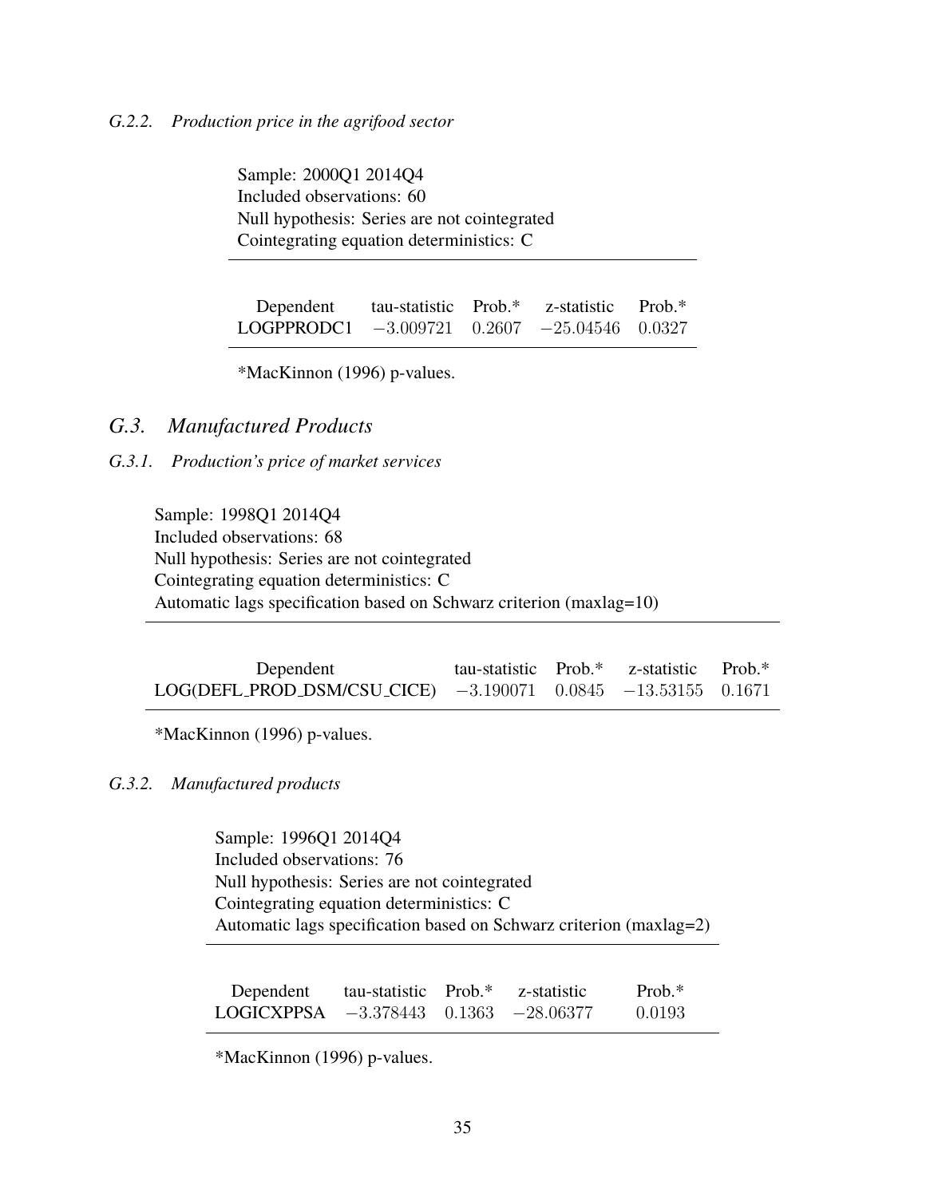#### *G.2.2. Production price in the agrifood sector*

Sample: 2000Q1 2014Q4
Included observations: 60
Null hypothesis: Series are not cointegrated
Cointegrating equation deterministics: C

| Dependent | tau-statistic | Prob.* | z-statistic | Prob.* |
|---|---|---|---|---|
| LOGPPRODC1 | −3.009721 | 0.2607 | −25.04546 | 0.0327 |

*MacKinnon (1996) p-values.

## *G.3. Manufactured Products*

#### *G.3.1. Production's price of market services*

Sample: 1998Q1 2014Q4
Included observations: 68
Null hypothesis: Series are not cointegrated
Cointegrating equation deterministics: C
Automatic lags specification based on Schwarz criterion (maxlag=10)

| Dependent | tau-statistic | Prob.* | z-statistic | Prob.* |
|---|---|---|---|---|
| LOG(DEFL_PROD_DSM/CSU_CICE) | −3.190071 | 0.0845 | −13.53155 | 0.1671 |

*MacKinnon (1996) p-values.

#### *G.3.2. Manufactured products*

Sample: 1996Q1 2014Q4
Included observations: 76
Null hypothesis: Series are not cointegrated
Cointegrating equation deterministics: C
Automatic lags specification based on Schwarz criterion (maxlag=2)

| Dependent | tau-statistic | Prob.* | z-statistic | Prob.* |
|---|---|---|---|---|
| LOGICXPPSA | −3.378443 | 0.1363 | −28.06377 | 0.0193 |

*MacKinnon (1996) p-values.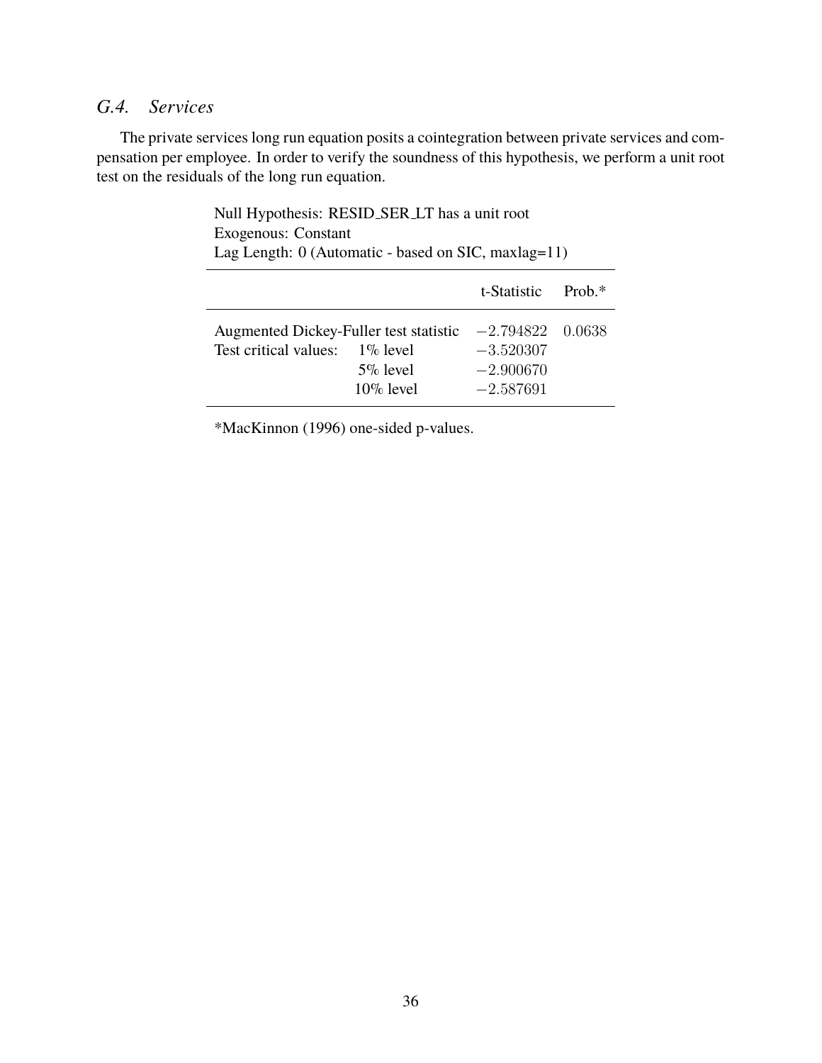### *G.4. Services*

The private services long run equation posits a cointegration between private services and compensation per employee. In order to verify the soundness of this hypothesis, we perform a unit root test on the residuals of the long run equation.

Null Hypothesis: RESID_SER_LT has a unit root
Exogenous: Constant
Lag Length: 0 (Automatic - based on SIC, maxlag=11)

| | | t-Statistic | Prob.* |
|---|---|---|---|
| Augmented Dickey-Fuller test statistic | | −2.794822 | 0.0638 |
| Test critical values: | 1% level | −3.520307 | |
| | 5% level | −2.900670 | |
| | 10% level | −2.587691 | |

*MacKinnon (1996) one-sided p-values.